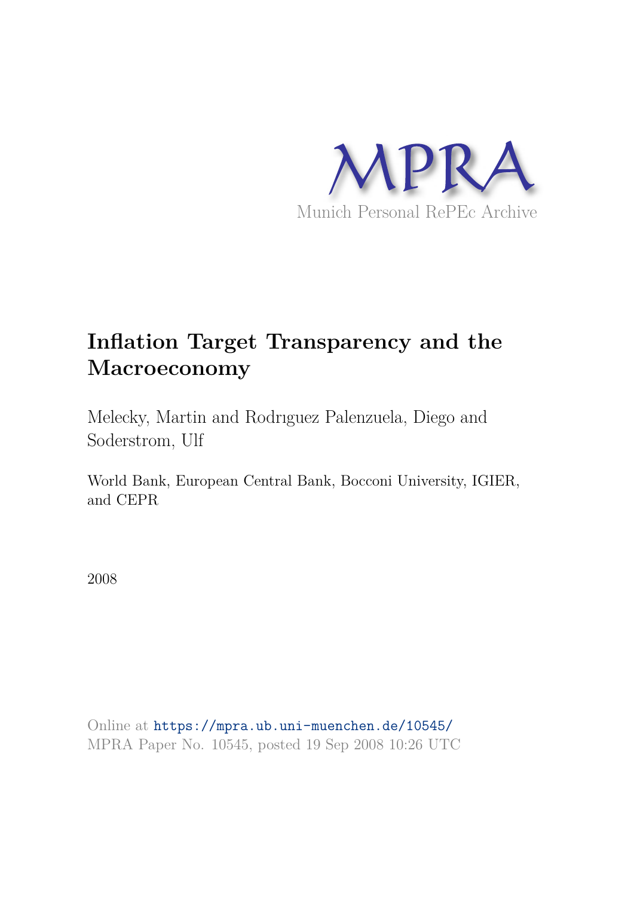MPRA

Munich Personal RePEc Archive

# Inflation Target Transparency and the Macroeconomy

Melecky, Martin and Rodrıguez Palenzuela, Diego and Soderstrom, Ulf

World Bank, European Central Bank, Bocconi University, IGIER, and CEPR

2008

Online at https://mpra.ub.uni-muenchen.de/10545/
MPRA Paper No. 10545, posted 19 Sep 2008 10:26 UTC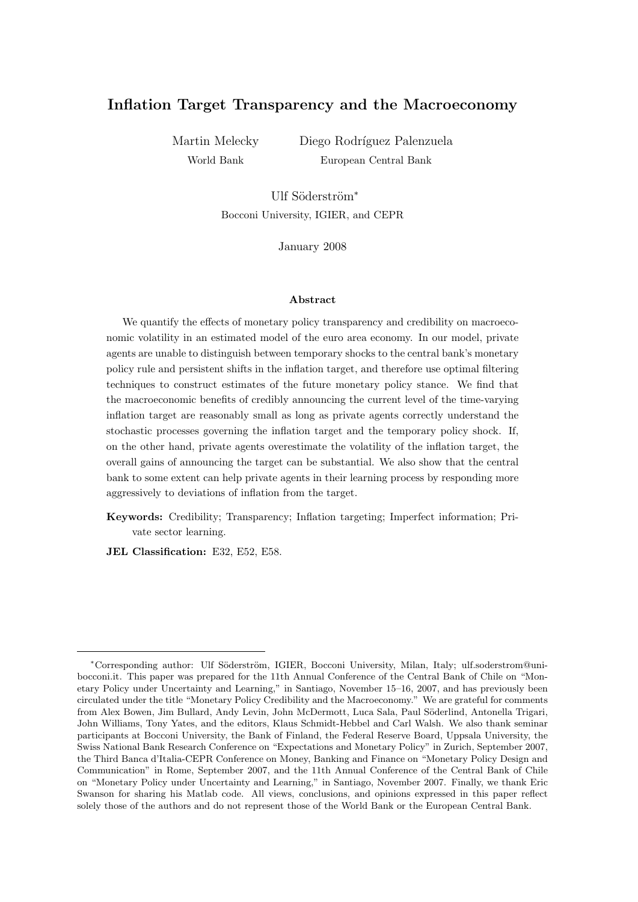# Inflation Target Transparency and the Macroeconomy

Martin Melecky
World Bank

Diego Rodríguez Palenzuela
European Central Bank

Ulf Söderström*
Bocconi University, IGIER, and CEPR

January 2008

### Abstract

We quantify the effects of monetary policy transparency and credibility on macroeconomic volatility in an estimated model of the euro area economy. In our model, private agents are unable to distinguish between temporary shocks to the central bank's monetary policy rule and persistent shifts in the inflation target, and therefore use optimal filtering techniques to construct estimates of the future monetary policy stance. We find that the macroeconomic benefits of credibly announcing the current level of the time-varying inflation target are reasonably small as long as private agents correctly understand the stochastic processes governing the inflation target and the temporary policy shock. If, on the other hand, private agents overestimate the volatility of the inflation target, the overall gains of announcing the target can be substantial. We also show that the central bank to some extent can help private agents in their learning process by responding more aggressively to deviations of inflation from the target.

**Keywords:** Credibility; Transparency; Inflation targeting; Imperfect information; Private sector learning.

**JEL Classification:** E32, E52, E58.

---

*Corresponding author: Ulf Söderström, IGIER, Bocconi University, Milan, Italy; ulf.soderstrom@unibocconi.it. This paper was prepared for the 11th Annual Conference of the Central Bank of Chile on "Monetary Policy under Uncertainty and Learning," in Santiago, November 15–16, 2007, and has previously been circulated under the title "Monetary Policy Credibility and the Macroeconomy." We are grateful for comments from Alex Bowen, Jim Bullard, Andy Levin, John McDermott, Luca Sala, Paul Söderlind, Antonella Trigari, John Williams, Tony Yates, and the editors, Klaus Schmidt-Hebbel and Carl Walsh. We also thank seminar participants at Bocconi University, the Bank of Finland, the Federal Reserve Board, Uppsala University, the Swiss National Bank Research Conference on "Expectations and Monetary Policy" in Zurich, September 2007, the Third Banca d'Italia-CEPR Conference on Money, Banking and Finance on "Monetary Policy Design and Communication" in Rome, September 2007, and the 11th Annual Conference of the Central Bank of Chile on "Monetary Policy under Uncertainty and Learning," in Santiago, November 2007. Finally, we thank Eric Swanson for sharing his Matlab code. All views, conclusions, and opinions expressed in this paper reflect solely those of the authors and do not represent those of the World Bank or the European Central Bank.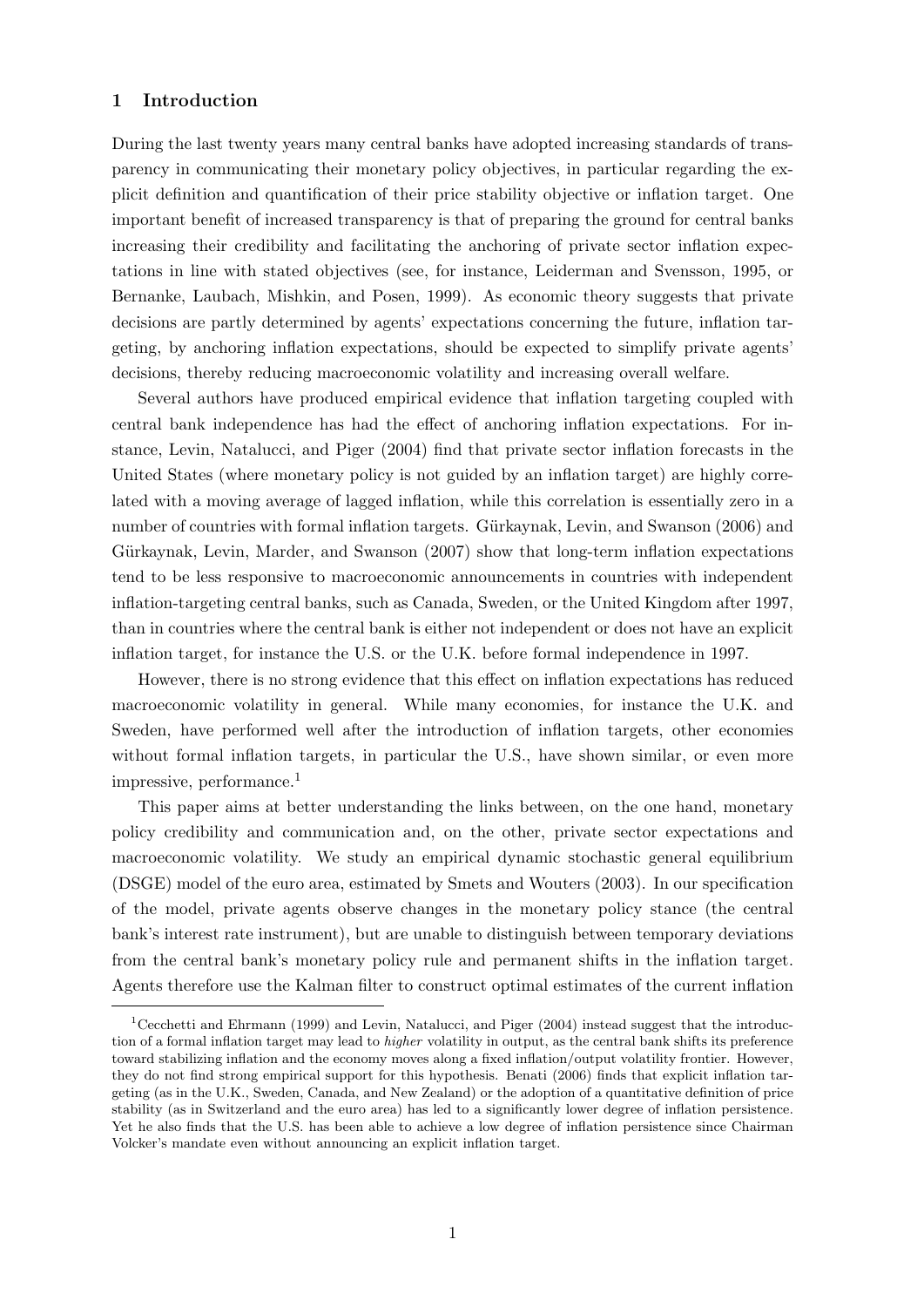## 1 Introduction

During the last twenty years many central banks have adopted increasing standards of transparency in communicating their monetary policy objectives, in particular regarding the explicit definition and quantification of their price stability objective or inflation target. One important benefit of increased transparency is that of preparing the ground for central banks increasing their credibility and facilitating the anchoring of private sector inflation expectations in line with stated objectives (see, for instance, Leiderman and Svensson, 1995, or Bernanke, Laubach, Mishkin, and Posen, 1999). As economic theory suggests that private decisions are partly determined by agents' expectations concerning the future, inflation targeting, by anchoring inflation expectations, should be expected to simplify private agents' decisions, thereby reducing macroeconomic volatility and increasing overall welfare.

Several authors have produced empirical evidence that inflation targeting coupled with central bank independence has had the effect of anchoring inflation expectations. For instance, Levin, Natalucci, and Piger (2004) find that private sector inflation forecasts in the United States (where monetary policy is not guided by an inflation target) are highly correlated with a moving average of lagged inflation, while this correlation is essentially zero in a number of countries with formal inflation targets. Gürkaynak, Levin, and Swanson (2006) and Gürkaynak, Levin, Marder, and Swanson (2007) show that long-term inflation expectations tend to be less responsive to macroeconomic announcements in countries with independent inflation-targeting central banks, such as Canada, Sweden, or the United Kingdom after 1997, than in countries where the central bank is either not independent or does not have an explicit inflation target, for instance the U.S. or the U.K. before formal independence in 1997.

However, there is no strong evidence that this effect on inflation expectations has reduced macroeconomic volatility in general. While many economies, for instance the U.K. and Sweden, have performed well after the introduction of inflation targets, other economies without formal inflation targets, in particular the U.S., have shown similar, or even more impressive, performance.[1]

This paper aims at better understanding the links between, on the one hand, monetary policy credibility and communication and, on the other, private sector expectations and macroeconomic volatility. We study an empirical dynamic stochastic general equilibrium (DSGE) model of the euro area, estimated by Smets and Wouters (2003). In our specification of the model, private agents observe changes in the monetary policy stance (the central bank's interest rate instrument), but are unable to distinguish between temporary deviations from the central bank's monetary policy rule and permanent shifts in the inflation target. Agents therefore use the Kalman filter to construct optimal estimates of the current inflation

[1] Cecchetti and Ehrmann (1999) and Levin, Natalucci, and Piger (2004) instead suggest that the introduction of a formal inflation target may lead to *higher* volatility in output, as the central bank shifts its preference toward stabilizing inflation and the economy moves along a fixed inflation/output volatility frontier. However, they do not find strong empirical support for this hypothesis. Benati (2006) finds that explicit inflation targeting (as in the U.K., Sweden, Canada, and New Zealand) or the adoption of a quantitative definition of price stability (as in Switzerland and the euro area) has led to a significantly lower degree of inflation persistence. Yet he also finds that the U.S. has been able to achieve a low degree of inflation persistence since Chairman Volcker's mandate even without announcing an explicit inflation target.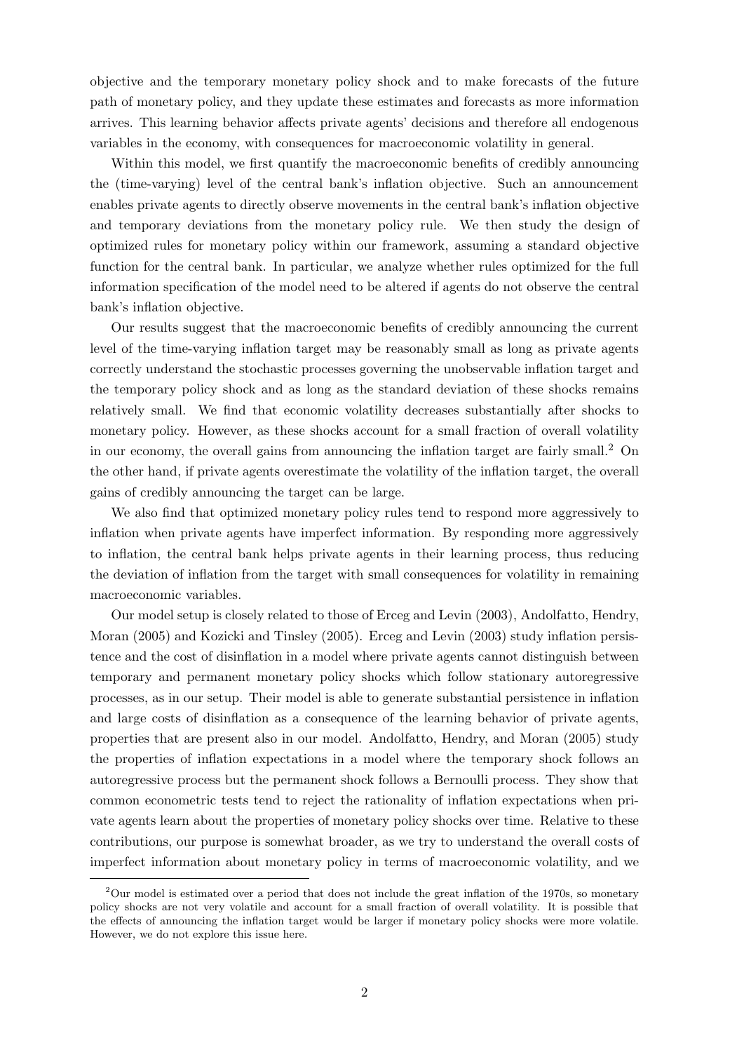objective and the temporary monetary policy shock and to make forecasts of the future path of monetary policy, and they update these estimates and forecasts as more information arrives. This learning behavior affects private agents' decisions and therefore all endogenous variables in the economy, with consequences for macroeconomic volatility in general.

Within this model, we first quantify the macroeconomic benefits of credibly announcing the (time-varying) level of the central bank's inflation objective. Such an announcement enables private agents to directly observe movements in the central bank's inflation objective and temporary deviations from the monetary policy rule. We then study the design of optimized rules for monetary policy within our framework, assuming a standard objective function for the central bank. In particular, we analyze whether rules optimized for the full information specification of the model need to be altered if agents do not observe the central bank's inflation objective.

Our results suggest that the macroeconomic benefits of credibly announcing the current level of the time-varying inflation target may be reasonably small as long as private agents correctly understand the stochastic processes governing the unobservable inflation target and the temporary policy shock and as long as the standard deviation of these shocks remains relatively small. We find that economic volatility decreases substantially after shocks to monetary policy. However, as these shocks account for a small fraction of overall volatility in our economy, the overall gains from announcing the inflation target are fairly small.[2] On the other hand, if private agents overestimate the volatility of the inflation target, the overall gains of credibly announcing the target can be large.

We also find that optimized monetary policy rules tend to respond more aggressively to inflation when private agents have imperfect information. By responding more aggressively to inflation, the central bank helps private agents in their learning process, thus reducing the deviation of inflation from the target with small consequences for volatility in remaining macroeconomic variables.

Our model setup is closely related to those of Erceg and Levin (2003), Andolfatto, Hendry, Moran (2005) and Kozicki and Tinsley (2005). Erceg and Levin (2003) study inflation persistence and the cost of disinflation in a model where private agents cannot distinguish between temporary and permanent monetary policy shocks which follow stationary autoregressive processes, as in our setup. Their model is able to generate substantial persistence in inflation and large costs of disinflation as a consequence of the learning behavior of private agents, properties that are present also in our model. Andolfatto, Hendry, and Moran (2005) study the properties of inflation expectations in a model where the temporary shock follows an autoregressive process but the permanent shock follows a Bernoulli process. They show that common econometric tests tend to reject the rationality of inflation expectations when private agents learn about the properties of monetary policy shocks over time. Relative to these contributions, our purpose is somewhat broader, as we try to understand the overall costs of imperfect information about monetary policy in terms of macroeconomic volatility, and we

[2]Our model is estimated over a period that does not include the great inflation of the 1970s, so monetary policy shocks are not very volatile and account for a small fraction of overall volatility. It is possible that the effects of announcing the inflation target would be larger if monetary policy shocks were more volatile. However, we do not explore this issue here.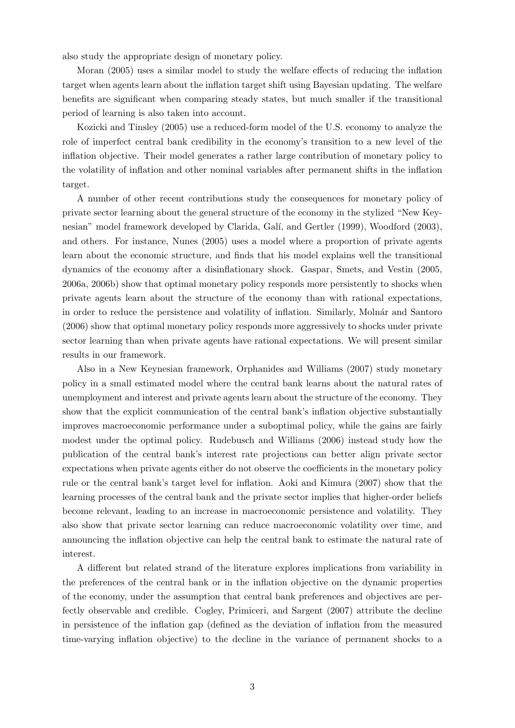also study the appropriate design of monetary policy.

Moran (2005) uses a similar model to study the welfare effects of reducing the inflation target when agents learn about the inflation target shift using Bayesian updating. The welfare benefits are significant when comparing steady states, but much smaller if the transitional period of learning is also taken into account.

Kozicki and Tinsley (2005) use a reduced-form model of the U.S. economy to analyze the role of imperfect central bank credibility in the economy's transition to a new level of the inflation objective. Their model generates a rather large contribution of monetary policy to the volatility of inflation and other nominal variables after permanent shifts in the inflation target.

A number of other recent contributions study the consequences for monetary policy of private sector learning about the general structure of the economy in the stylized "New Keynesian" model framework developed by Clarida, Galí, and Gertler (1999), Woodford (2003), and others. For instance, Nunes (2005) uses a model where a proportion of private agents learn about the economic structure, and finds that his model explains well the transitional dynamics of the economy after a disinflationary shock. Gaspar, Smets, and Vestin (2005, 2006a, 2006b) show that optimal monetary policy responds more persistently to shocks when private agents learn about the structure of the economy than with rational expectations, in order to reduce the persistence and volatility of inflation. Similarly, Molnár and Santoro (2006) show that optimal monetary policy responds more aggressively to shocks under private sector learning than when private agents have rational expectations. We will present similar results in our framework.

Also in a New Keynesian framework, Orphanides and Williams (2007) study monetary policy in a small estimated model where the central bank learns about the natural rates of unemployment and interest and private agents learn about the structure of the economy. They show that the explicit communication of the central bank's inflation objective substantially improves macroeconomic performance under a suboptimal policy, while the gains are fairly modest under the optimal policy. Rudebusch and Williams (2006) instead study how the publication of the central bank's interest rate projections can better align private sector expectations when private agents either do not observe the coefficients in the monetary policy rule or the central bank's target level for inflation. Aoki and Kimura (2007) show that the learning processes of the central bank and the private sector implies that higher-order beliefs become relevant, leading to an increase in macroeconomic persistence and volatility. They also show that private sector learning can reduce macroeconomic volatility over time, and announcing the inflation objective can help the central bank to estimate the natural rate of interest.

A different but related strand of the literature explores implications from variability in the preferences of the central bank or in the inflation objective on the dynamic properties of the economy, under the assumption that central bank preferences and objectives are perfectly observable and credible. Cogley, Primiceri, and Sargent (2007) attribute the decline in persistence of the inflation gap (defined as the deviation of inflation from the measured time-varying inflation objective) to the decline in the variance of permanent shocks to a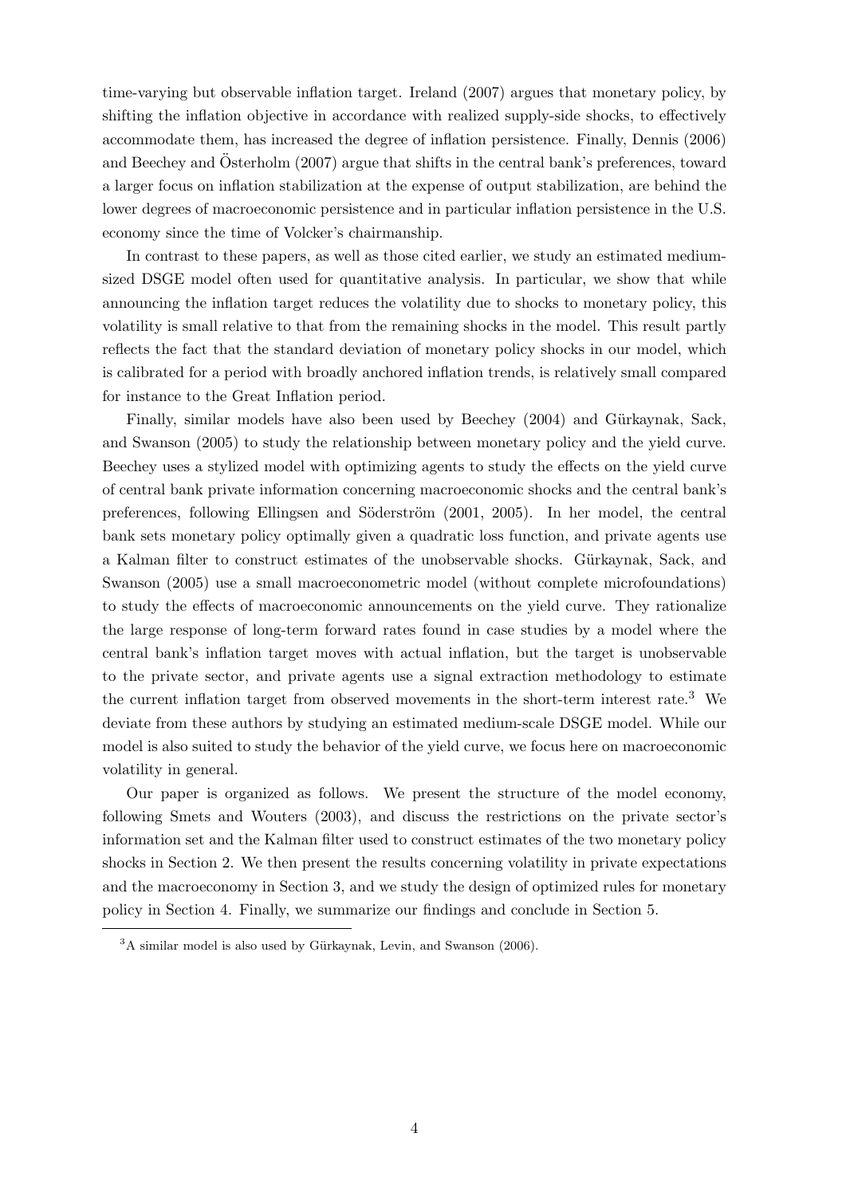time-varying but observable inflation target. Ireland (2007) argues that monetary policy, by shifting the inflation objective in accordance with realized supply-side shocks, to effectively accommodate them, has increased the degree of inflation persistence. Finally, Dennis (2006) and Beechey and Österholm (2007) argue that shifts in the central bank's preferences, toward a larger focus on inflation stabilization at the expense of output stabilization, are behind the lower degrees of macroeconomic persistence and in particular inflation persistence in the U.S. economy since the time of Volcker's chairmanship.

In contrast to these papers, as well as those cited earlier, we study an estimated medium-sized DSGE model often used for quantitative analysis. In particular, we show that while announcing the inflation target reduces the volatility due to shocks to monetary policy, this volatility is small relative to that from the remaining shocks in the model. This result partly reflects the fact that the standard deviation of monetary policy shocks in our model, which is calibrated for a period with broadly anchored inflation trends, is relatively small compared for instance to the Great Inflation period.

Finally, similar models have also been used by Beechey (2004) and Gürkaynak, Sack, and Swanson (2005) to study the relationship between monetary policy and the yield curve. Beechey uses a stylized model with optimizing agents to study the effects on the yield curve of central bank private information concerning macroeconomic shocks and the central bank's preferences, following Ellingsen and Söderström (2001, 2005). In her model, the central bank sets monetary policy optimally given a quadratic loss function, and private agents use a Kalman filter to construct estimates of the unobservable shocks. Gürkaynak, Sack, and Swanson (2005) use a small macroeconometric model (without complete microfoundations) to study the effects of macroeconomic announcements on the yield curve. They rationalize the large response of long-term forward rates found in case studies by a model where the central bank's inflation target moves with actual inflation, but the target is unobservable to the private sector, and private agents use a signal extraction methodology to estimate the current inflation target from observed movements in the short-term interest rate.[3] We deviate from these authors by studying an estimated medium-scale DSGE model. While our model is also suited to study the behavior of the yield curve, we focus here on macroeconomic volatility in general.

Our paper is organized as follows. We present the structure of the model economy, following Smets and Wouters (2003), and discuss the restrictions on the private sector's information set and the Kalman filter used to construct estimates of the two monetary policy shocks in Section 2. We then present the results concerning volatility in private expectations and the macroeconomy in Section 3, and we study the design of optimized rules for monetary policy in Section 4. Finally, we summarize our findings and conclude in Section 5.

[3] A similar model is also used by Gürkaynak, Levin, and Swanson (2006).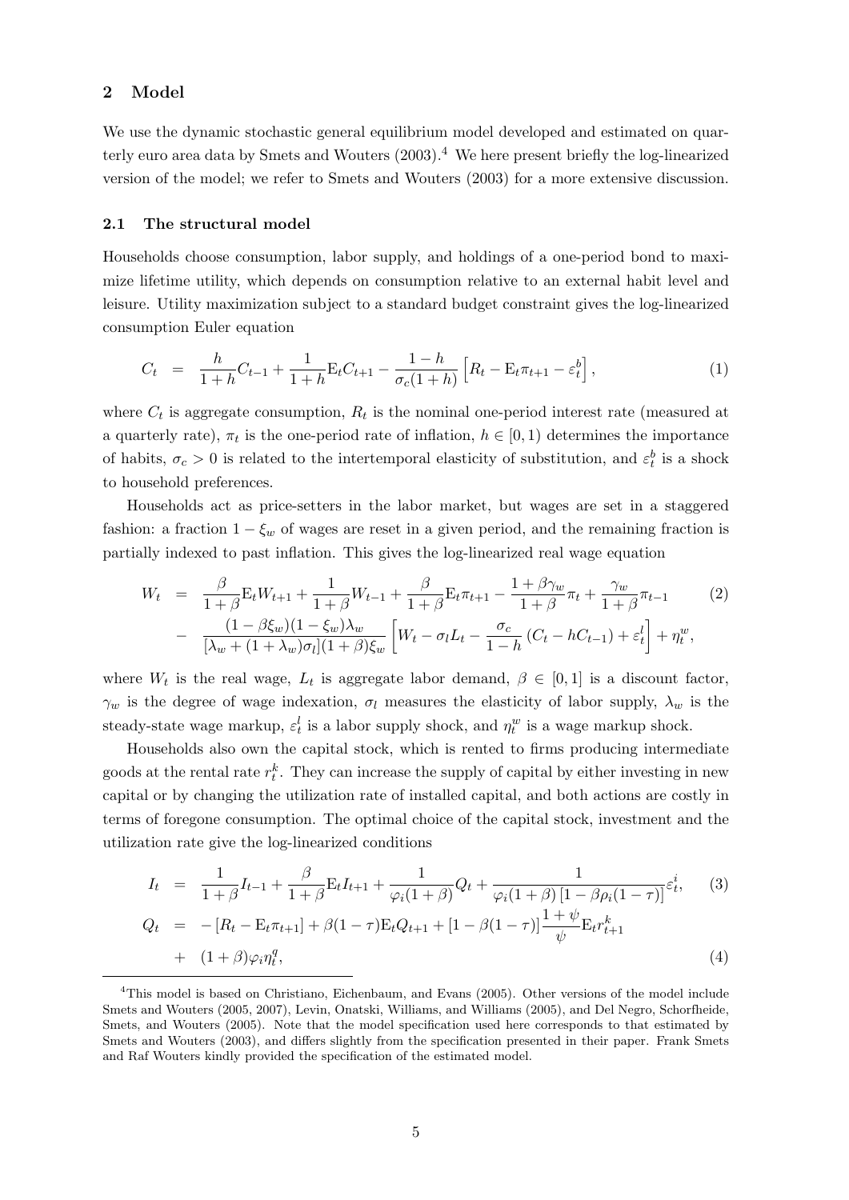## 2 Model

We use the dynamic stochastic general equilibrium model developed and estimated on quarterly euro area data by Smets and Wouters (2003).[4] We here present briefly the log-linearized version of the model; we refer to Smets and Wouters (2003) for a more extensive discussion.

### 2.1 The structural model

Households choose consumption, labor supply, and holdings of a one-period bond to maximize lifetime utility, which depends on consumption relative to an external habit level and leisure. Utility maximization subject to a standard budget constraint gives the log-linearized consumption Euler equation

$$C_t = \frac{h}{1+h}C_{t-1} + \frac{1}{1+h}\mathrm{E}_t C_{t+1} - \frac{1-h}{\sigma_c(1+h)}\left[R_t - \mathrm{E}_t\pi_{t+1} - \varepsilon_t^b\right], \tag{1}$$

where $C_t$ is aggregate consumption, $R_t$ is the nominal one-period interest rate (measured at a quarterly rate), $\pi_t$ is the one-period rate of inflation, $h \in [0,1)$ determines the importance of habits, $\sigma_c > 0$ is related to the intertemporal elasticity of substitution, and $\varepsilon_t^b$ is a shock to household preferences.

Households act as price-setters in the labor market, but wages are set in a staggered fashion: a fraction $1-\xi_w$ of wages are reset in a given period, and the remaining fraction is partially indexed to past inflation. This gives the log-linearized real wage equation

$$\begin{aligned} W_t &= \frac{\beta}{1+\beta}\mathrm{E}_t W_{t+1} + \frac{1}{1+\beta}W_{t-1} + \frac{\beta}{1+\beta}\mathrm{E}_t\pi_{t+1} - \frac{1+\beta\gamma_w}{1+\beta}\pi_t + \frac{\gamma_w}{1+\beta}\pi_{t-1} \\ &- \frac{(1-\beta\xi_w)(1-\xi_w)\lambda_w}{[\lambda_w + (1+\lambda_w)\sigma_l](1+\beta)\xi_w}\left[W_t - \sigma_l L_t - \frac{\sigma_c}{1-h}\left(C_t - hC_{t-1}\right) + \varepsilon_t^l\right] + \eta_t^w, \end{aligned} \tag{2}$$

where $W_t$ is the real wage, $L_t$ is aggregate labor demand, $\beta \in [0,1]$ is a discount factor, $\gamma_w$ is the degree of wage indexation, $\sigma_l$ measures the elasticity of labor supply, $\lambda_w$ is the steady-state wage markup, $\varepsilon_t^l$ is a labor supply shock, and $\eta_t^w$ is a wage markup shock.

Households also own the capital stock, which is rented to firms producing intermediate goods at the rental rate $r_t^k$. They can increase the supply of capital by either investing in new capital or by changing the utilization rate of installed capital, and both actions are costly in terms of foregone consumption. The optimal choice of the capital stock, investment and the utilization rate give the log-linearized conditions

$$I_t = \frac{1}{1+\beta}I_{t-1} + \frac{\beta}{1+\beta}\mathrm{E}_t I_{t+1} + \frac{1}{\varphi_i(1+\beta)}Q_t + \frac{1}{\varphi_i(1+\beta)\left[1-\beta\rho_i(1-\tau)\right]}\varepsilon_t^i, \tag{3}$$

$$\begin{aligned} Q_t &= -\left[R_t - \mathrm{E}_t\pi_{t+1}\right] + \beta(1-\tau)\mathrm{E}_t Q_{t+1} + \left[1-\beta(1-\tau)\right]\frac{1+\psi}{\psi}\mathrm{E}_t r_{t+1}^k \\ &+ (1+\beta)\varphi_i\eta_t^q, \end{aligned} \tag{4}$$

---

[4] This model is based on Christiano, Eichenbaum, and Evans (2005). Other versions of the model include Smets and Wouters (2005, 2007), Levin, Onatski, Williams, and Williams (2005), and Del Negro, Schorfheide, Smets, and Wouters (2005). Note that the model specification used here corresponds to that estimated by Smets and Wouters (2003), and differs slightly from the specification presented in their paper. Frank Smets and Raf Wouters kindly provided the specification of the estimated model.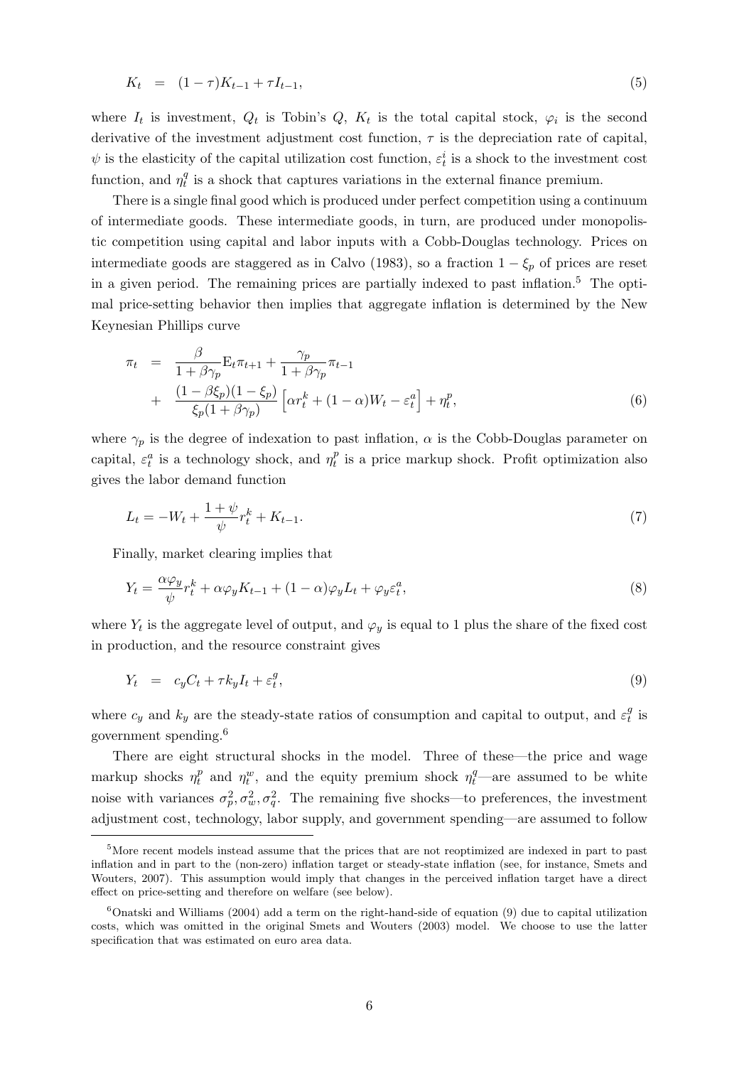$$K_t = (1-\tau)K_{t-1} + \tau I_{t-1}, \tag{5}$$

where $I_t$ is investment, $Q_t$ is Tobin's $Q$, $K_t$ is the total capital stock, $\varphi_i$ is the second derivative of the investment adjustment cost function, $\tau$ is the depreciation rate of capital, $\psi$ is the elasticity of the capital utilization cost function, $\varepsilon_t^i$ is a shock to the investment cost function, and $\eta_t^q$ is a shock that captures variations in the external finance premium.

There is a single final good which is produced under perfect competition using a continuum of intermediate goods. These intermediate goods, in turn, are produced under monopolistic competition using capital and labor inputs with a Cobb-Douglas technology. Prices on intermediate goods are staggered as in Calvo (1983), so a fraction $1-\xi_p$ of prices are reset in a given period. The remaining prices are partially indexed to past inflation.[5] The optimal price-setting behavior then implies that aggregate inflation is determined by the New Keynesian Phillips curve

$$\begin{aligned}\pi_t &= \frac{\beta}{1+\beta\gamma_p}\mathrm{E}_t\pi_{t+1} + \frac{\gamma_p}{1+\beta\gamma_p}\pi_{t-1} \\ &+ \frac{(1-\beta\xi_p)(1-\xi_p)}{\xi_p(1+\beta\gamma_p)}\left[\alpha r_t^k + (1-\alpha)W_t - \varepsilon_t^a\right] + \eta_t^p,\end{aligned} \tag{6}$$

where $\gamma_p$ is the degree of indexation to past inflation, $\alpha$ is the Cobb-Douglas parameter on capital, $\varepsilon_t^a$ is a technology shock, and $\eta_t^p$ is a price markup shock. Profit optimization also gives the labor demand function

$$L_t = -W_t + \frac{1+\psi}{\psi}r_t^k + K_{t-1}. \tag{7}$$

Finally, market clearing implies that

$$Y_t = \frac{\alpha\varphi_y}{\psi}r_t^k + \alpha\varphi_y K_{t-1} + (1-\alpha)\varphi_y L_t + \varphi_y\varepsilon_t^a, \tag{8}$$

where $Y_t$ is the aggregate level of output, and $\varphi_y$ is equal to 1 plus the share of the fixed cost in production, and the resource constraint gives

$$Y_t = c_y C_t + \tau k_y I_t + \varepsilon_t^g, \tag{9}$$

where $c_y$ and $k_y$ are the steady-state ratios of consumption and capital to output, and $\varepsilon_t^g$ is government spending.[6]

There are eight structural shocks in the model. Three of these—the price and wage markup shocks $\eta_t^p$ and $\eta_t^w$, and the equity premium shock $\eta_t^q$—are assumed to be white noise with variances $\sigma_p^2, \sigma_w^2, \sigma_q^2$. The remaining five shocks—to preferences, the investment adjustment cost, technology, labor supply, and government spending—are assumed to follow

[5] More recent models instead assume that the prices that are not reoptimized are indexed in part to past inflation and in part to the (non-zero) inflation target or steady-state inflation (see, for instance, Smets and Wouters, 2007). This assumption would imply that changes in the perceived inflation target have a direct effect on price-setting and therefore on welfare (see below).

[6] Onatski and Williams (2004) add a term on the right-hand-side of equation (9) due to capital utilization costs, which was omitted in the original Smets and Wouters (2003) model. We choose to use the latter specification that was estimated on euro area data.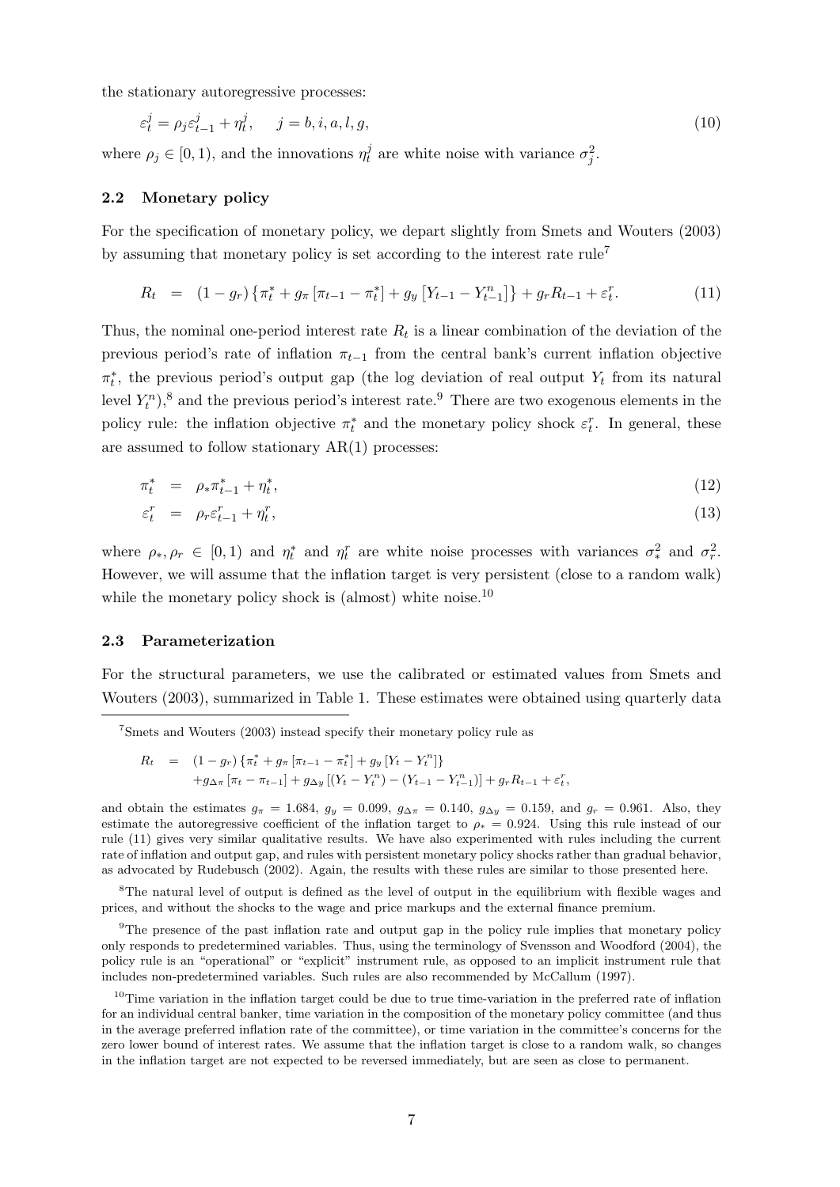the stationary autoregressive processes:

$$\varepsilon_t^j = \rho_j \varepsilon_{t-1}^j + \eta_t^j, \quad j = b, i, a, l, g, \tag{10}$$

where $\rho_j \in [0, 1)$, and the innovations $\eta_t^j$ are white noise with variance $\sigma_j^2$.

### 2.2 Monetary policy

For the specification of monetary policy, we depart slightly from Smets and Wouters (2003) by assuming that monetary policy is set according to the interest rate rule[7]

$$R_t = (1 - g_r) \left\{ \pi_t^* + g_\pi \left[ \pi_{t-1} - \pi_t^* \right] + g_y \left[ Y_{t-1} - Y_{t-1}^n \right] \right\} + g_r R_{t-1} + \varepsilon_t^r. \tag{11}$$

Thus, the nominal one-period interest rate $R_t$ is a linear combination of the deviation of the previous period's rate of inflation $\pi_{t-1}$ from the central bank's current inflation objective $\pi_t^*$, the previous period's output gap (the log deviation of real output $Y_t$ from its natural level $Y_t^n$),[8] and the previous period's interest rate.[9] There are two exogenous elements in the policy rule: the inflation objective $\pi_t^*$ and the monetary policy shock $\varepsilon_t^r$. In general, these are assumed to follow stationary AR(1) processes:

$$\pi_t^* = \rho_* \pi_{t-1}^* + \eta_t^*, \tag{12}$$

$$\varepsilon_t^r = \rho_r \varepsilon_{t-1}^r + \eta_t^r, \tag{13}$$

where $\rho_*, \rho_r \in [0, 1)$ and $\eta_t^*$ and $\eta_t^r$ are white noise processes with variances $\sigma_*^2$ and $\sigma_r^2$. However, we will assume that the inflation target is very persistent (close to a random walk) while the monetary policy shock is (almost) white noise.[10]

### 2.3 Parameterization

For the structural parameters, we use the calibrated or estimated values from Smets and Wouters (2003), summarized in Table 1. These estimates were obtained using quarterly data

---

[7] Smets and Wouters (2003) instead specify their monetary policy rule as

$$\begin{aligned} R_t = {} & (1 - g_r) \left\{ \pi_t^* + g_\pi \left[ \pi_{t-1} - \pi_t^* \right] + g_y \left[ Y_t - Y_t^n \right] \right\} \\ & + g_{\Delta\pi} \left[ \pi_t - \pi_{t-1} \right] + g_{\Delta y} \left[ (Y_t - Y_t^n) - (Y_{t-1} - Y_{t-1}^n) \right] + g_r R_{t-1} + \varepsilon_t^r, \end{aligned}$$

and obtain the estimates $g_\pi = 1.684$, $g_y = 0.099$, $g_{\Delta\pi} = 0.140$, $g_{\Delta y} = 0.159$, and $g_r = 0.961$. Also, they estimate the autoregressive coefficient of the inflation target to $\rho_* = 0.924$. Using this rule instead of our rule (11) gives very similar qualitative results. We have also experimented with rules including the current rate of inflation and output gap, and rules with persistent monetary policy shocks rather than gradual behavior, as advocated by Rudebusch (2002). Again, the results with these rules are similar to those presented here.

[8] The natural level of output is defined as the level of output in the equilibrium with flexible wages and prices, and without the shocks to the wage and price markups and the external finance premium.

[9] The presence of the past inflation rate and output gap in the policy rule implies that monetary policy only responds to predetermined variables. Thus, using the terminology of Svensson and Woodford (2004), the policy rule is an "operational" or "explicit" instrument rule, as opposed to an implicit instrument rule that includes non-predetermined variables. Such rules are also recommended by McCallum (1997).

[10] Time variation in the inflation target could be due to true time-variation in the preferred rate of inflation for an individual central banker, time variation in the composition of the monetary policy committee (and thus in the average preferred inflation rate of the committee), or time variation in the committee's concerns for the zero lower bound of interest rates. We assume that the inflation target is close to a random walk, so changes in the inflation target are not expected to be reversed immediately, but are seen as close to permanent.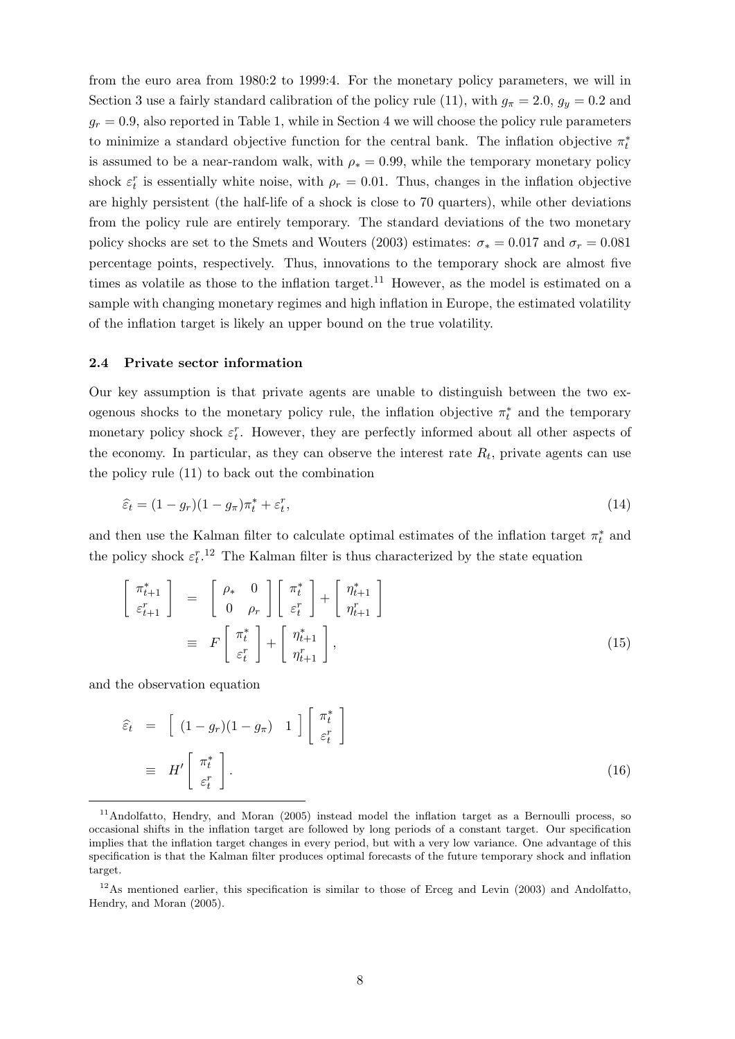from the euro area from 1980:2 to 1999:4. For the monetary policy parameters, we will in Section 3 use a fairly standard calibration of the policy rule (11), with $g_\pi = 2.0$, $g_y = 0.2$ and $g_r = 0.9$, also reported in Table 1, while in Section 4 we will choose the policy rule parameters to minimize a standard objective function for the central bank. The inflation objective $\pi_t^*$ is assumed to be a near-random walk, with $\rho_* = 0.99$, while the temporary monetary policy shock $\varepsilon_t^r$ is essentially white noise, with $\rho_r = 0.01$. Thus, changes in the inflation objective are highly persistent (the half-life of a shock is close to 70 quarters), while other deviations from the policy rule are entirely temporary. The standard deviations of the two monetary policy shocks are set to the Smets and Wouters (2003) estimates: $\sigma_* = 0.017$ and $\sigma_r = 0.081$ percentage points, respectively. Thus, innovations to the temporary shock are almost five times as volatile as those to the inflation target.[11] However, as the model is estimated on a sample with changing monetary regimes and high inflation in Europe, the estimated volatility of the inflation target is likely an upper bound on the true volatility.

### 2.4 Private sector information

Our key assumption is that private agents are unable to distinguish between the two exogenous shocks to the monetary policy rule, the inflation objective $\pi_t^*$ and the temporary monetary policy shock $\varepsilon_t^r$. However, they are perfectly informed about all other aspects of the economy. In particular, as they can observe the interest rate $R_t$, private agents can use the policy rule (11) to back out the combination

$$\widehat{\varepsilon}_t = (1 - g_r)(1 - g_\pi)\pi_t^* + \varepsilon_t^r, \tag{14}$$

and then use the Kalman filter to calculate optimal estimates of the inflation target $\pi_t^*$ and the policy shock $\varepsilon_t^r$.[12] The Kalman filter is thus characterized by the state equation

$$\begin{aligned} \begin{bmatrix} \pi_{t+1}^* \\ \varepsilon_{t+1}^r \end{bmatrix} &= \begin{bmatrix} \rho_* & 0 \\ 0 & \rho_r \end{bmatrix} \begin{bmatrix} \pi_t^* \\ \varepsilon_t^r \end{bmatrix} + \begin{bmatrix} \eta_{t+1}^* \\ \eta_{t+1}^r \end{bmatrix} \\ &\equiv F \begin{bmatrix} \pi_t^* \\ \varepsilon_t^r \end{bmatrix} + \begin{bmatrix} \eta_{t+1}^* \\ \eta_{t+1}^r \end{bmatrix}, \end{aligned} \tag{15}$$

and the observation equation

$$\begin{aligned} \widehat{\varepsilon}_t &= \begin{bmatrix} (1 - g_r)(1 - g_\pi) & 1 \end{bmatrix} \begin{bmatrix} \pi_t^* \\ \varepsilon_t^r \end{bmatrix} \\ &\equiv H' \begin{bmatrix} \pi_t^* \\ \varepsilon_t^r \end{bmatrix}. \end{aligned} \tag{16}$$

---

[11] Andolfatto, Hendry, and Moran (2005) instead model the inflation target as a Bernoulli process, so occasional shifts in the inflation target are followed by long periods of a constant target. Our specification implies that the inflation target changes in every period, but with a very low variance. One advantage of this specification is that the Kalman filter produces optimal forecasts of the future temporary shock and inflation target.

[12] As mentioned earlier, this specification is similar to those of Erceg and Levin (2003) and Andolfatto, Hendry, and Moran (2005).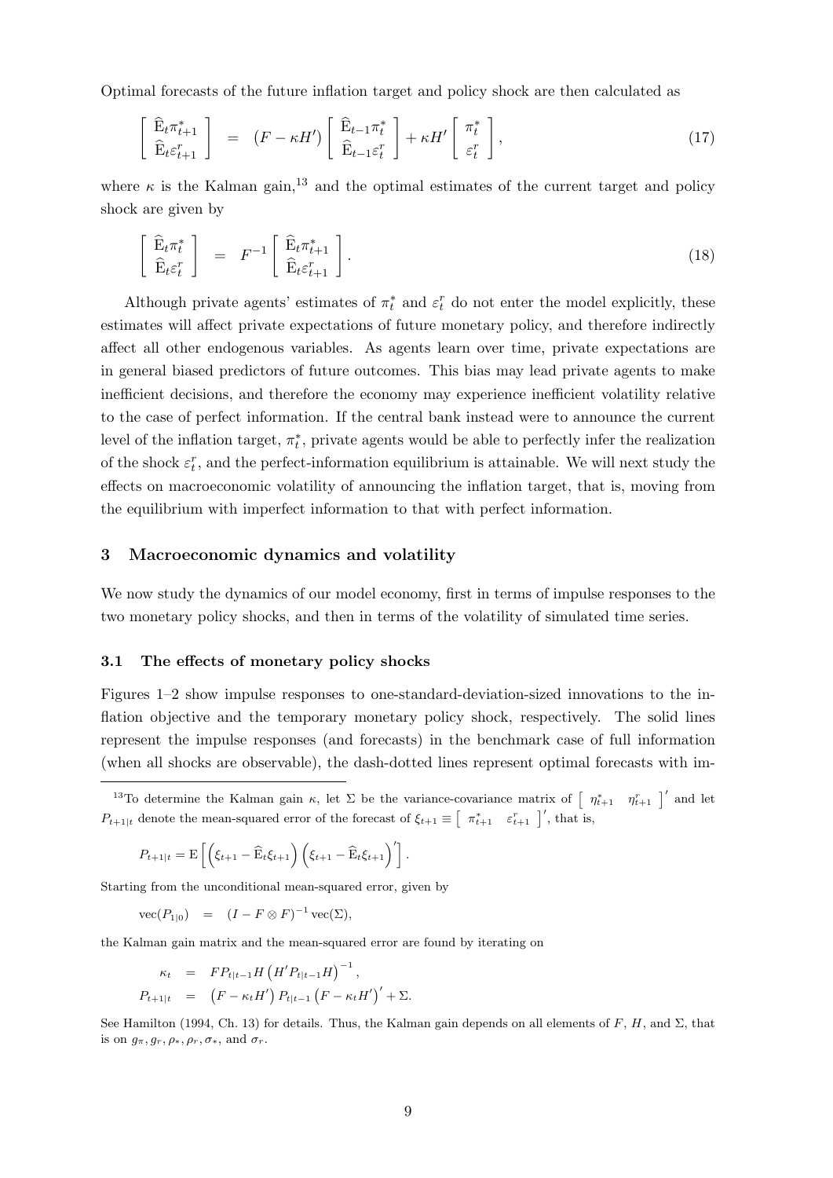Optimal forecasts of the future inflation target and policy shock are then calculated as

$$
\begin{bmatrix} \widehat{\mathrm{E}}_t \pi^*_{t+1} \\ \widehat{\mathrm{E}}_t \varepsilon^r_{t+1} \end{bmatrix} = \left(F - \kappa H'\right) \begin{bmatrix} \widehat{\mathrm{E}}_{t-1} \pi^*_t \\ \widehat{\mathrm{E}}_{t-1} \varepsilon^r_t \end{bmatrix} + \kappa H' \begin{bmatrix} \pi^*_t \\ \varepsilon^r_t \end{bmatrix}, \tag{17}
$$

where $\kappa$ is the Kalman gain,[13] and the optimal estimates of the current target and policy shock are given by

$$
\begin{bmatrix} \widehat{\mathrm{E}}_t \pi^*_t \\ \widehat{\mathrm{E}}_t \varepsilon^r_t \end{bmatrix} = F^{-1} \begin{bmatrix} \widehat{\mathrm{E}}_t \pi^*_{t+1} \\ \widehat{\mathrm{E}}_t \varepsilon^r_{t+1} \end{bmatrix}. \tag{18}
$$

Although private agents' estimates of $\pi^*_t$ and $\varepsilon^r_t$ do not enter the model explicitly, these estimates will affect private expectations of future monetary policy, and therefore indirectly affect all other endogenous variables. As agents learn over time, private expectations are in general biased predictors of future outcomes. This bias may lead private agents to make inefficient decisions, and therefore the economy may experience inefficient volatility relative to the case of perfect information. If the central bank instead were to announce the current level of the inflation target, $\pi^*_t$, private agents would be able to perfectly infer the realization of the shock $\varepsilon^r_t$, and the perfect-information equilibrium is attainable. We will next study the effects on macroeconomic volatility of announcing the inflation target, that is, moving from the equilibrium with imperfect information to that with perfect information.

## 3 Macroeconomic dynamics and volatility

We now study the dynamics of our model economy, first in terms of impulse responses to the two monetary policy shocks, and then in terms of the volatility of simulated time series.

### 3.1 The effects of monetary policy shocks

Figures 1–2 show impulse responses to one-standard-deviation-sized innovations to the inflation objective and the temporary monetary policy shock, respectively. The solid lines represent the impulse responses (and forecasts) in the benchmark case of full information (when all shocks are observable), the dash-dotted lines represent optimal forecasts with im-

---

[13] To determine the Kalman gain $\kappa$, let $\Sigma$ be the variance-covariance matrix of $\begin{bmatrix} \eta^*_{t+1} & \eta^r_{t+1} \end{bmatrix}'$ and let $P_{t+1|t}$ denote the mean-squared error of the forecast of $\xi_{t+1} \equiv \begin{bmatrix} \pi^*_{t+1} & \varepsilon^r_{t+1} \end{bmatrix}'$, that is,

$$
P_{t+1|t} = \mathrm{E}\left[ \left(\xi_{t+1} - \widehat{\mathrm{E}}_t \xi_{t+1}\right) \left(\xi_{t+1} - \widehat{\mathrm{E}}_t \xi_{t+1}\right)' \right].
$$

Starting from the unconditional mean-squared error, given by

$$
\mathrm{vec}(P_{1|0}) = (I - F \otimes F)^{-1} \mathrm{vec}(\Sigma),
$$

the Kalman gain matrix and the mean-squared error are found by iterating on

$$
\begin{aligned}
\kappa_t &= F P_{t|t-1} H \left(H' P_{t|t-1} H\right)^{-1}, \\
P_{t+1|t} &= \left(F - \kappa_t H'\right) P_{t|t-1} \left(F - \kappa_t H'\right)' + \Sigma.
\end{aligned}
$$

See Hamilton (1994, Ch. 13) for details. Thus, the Kalman gain depends on all elements of $F$, $H$, and $\Sigma$, that is on $g_\pi, g_r, \rho_*, \rho_r, \sigma_*$, and $\sigma_r$.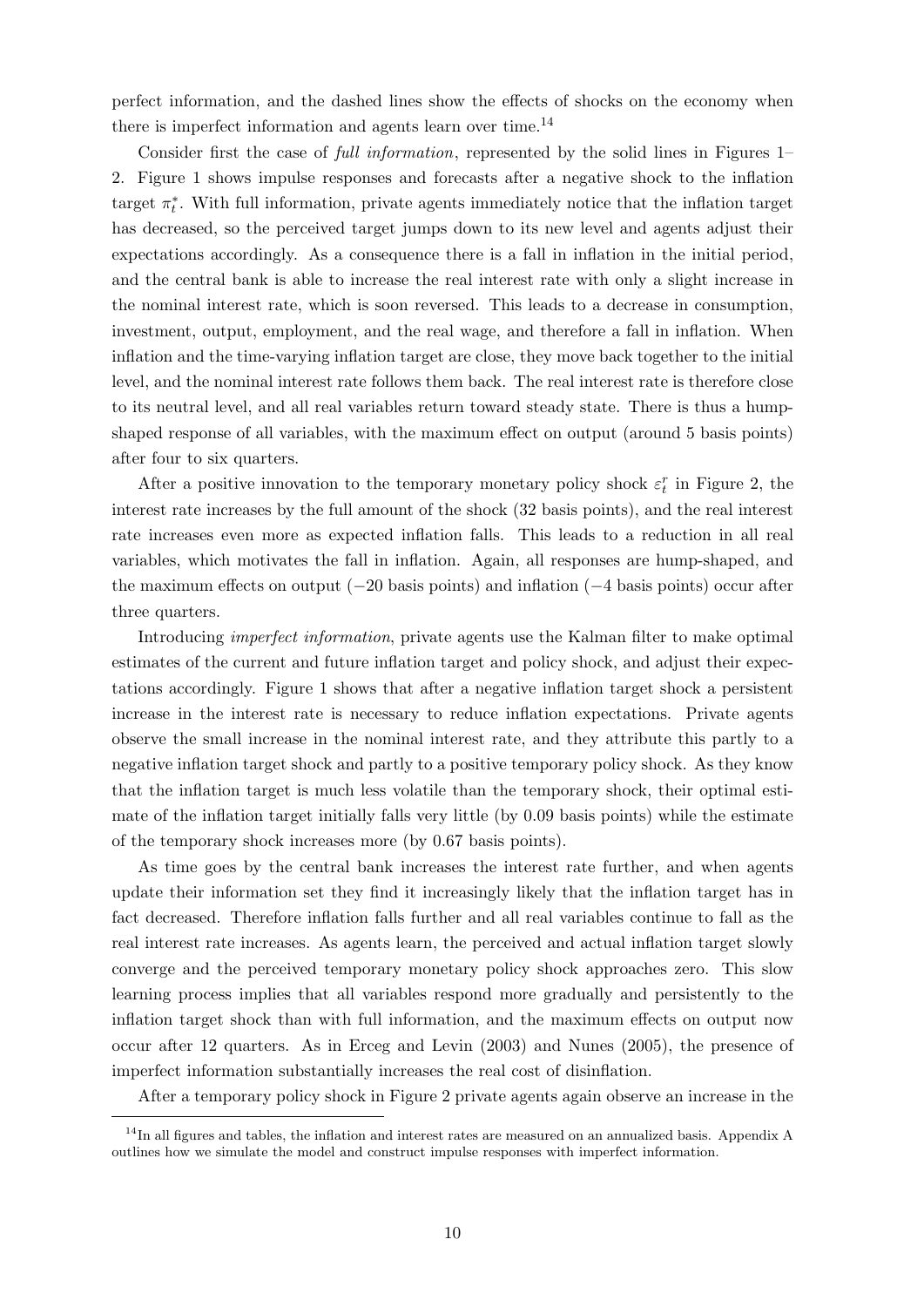perfect information, and the dashed lines show the effects of shocks on the economy when there is imperfect information and agents learn over time.[14]

Consider first the case of *full information*, represented by the solid lines in Figures 1–2. Figure 1 shows impulse responses and forecasts after a negative shock to the inflation target $\pi_t^*$. With full information, private agents immediately notice that the inflation target has decreased, so the perceived target jumps down to its new level and agents adjust their expectations accordingly. As a consequence there is a fall in inflation in the initial period, and the central bank is able to increase the real interest rate with only a slight increase in the nominal interest rate, which is soon reversed. This leads to a decrease in consumption, investment, output, employment, and the real wage, and therefore a fall in inflation. When inflation and the time-varying inflation target are close, they move back together to the initial level, and the nominal interest rate follows them back. The real interest rate is therefore close to its neutral level, and all real variables return toward steady state. There is thus a hump-shaped response of all variables, with the maximum effect on output (around 5 basis points) after four to six quarters.

After a positive innovation to the temporary monetary policy shock $\varepsilon_t^r$ in Figure 2, the interest rate increases by the full amount of the shock (32 basis points), and the real interest rate increases even more as expected inflation falls. This leads to a reduction in all real variables, which motivates the fall in inflation. Again, all responses are hump-shaped, and the maximum effects on output (−20 basis points) and inflation (−4 basis points) occur after three quarters.

Introducing *imperfect information*, private agents use the Kalman filter to make optimal estimates of the current and future inflation target and policy shock, and adjust their expectations accordingly. Figure 1 shows that after a negative inflation target shock a persistent increase in the interest rate is necessary to reduce inflation expectations. Private agents observe the small increase in the nominal interest rate, and they attribute this partly to a negative inflation target shock and partly to a positive temporary policy shock. As they know that the inflation target is much less volatile than the temporary shock, their optimal estimate of the inflation target initially falls very little (by 0.09 basis points) while the estimate of the temporary shock increases more (by 0.67 basis points).

As time goes by the central bank increases the interest rate further, and when agents update their information set they find it increasingly likely that the inflation target has in fact decreased. Therefore inflation falls further and all real variables continue to fall as the real interest rate increases. As agents learn, the perceived and actual inflation target slowly converge and the perceived temporary monetary policy shock approaches zero. This slow learning process implies that all variables respond more gradually and persistently to the inflation target shock than with full information, and the maximum effects on output now occur after 12 quarters. As in Erceg and Levin (2003) and Nunes (2005), the presence of imperfect information substantially increases the real cost of disinflation.

After a temporary policy shock in Figure 2 private agents again observe an increase in the

[14] In all figures and tables, the inflation and interest rates are measured on an annualized basis. Appendix A outlines how we simulate the model and construct impulse responses with imperfect information.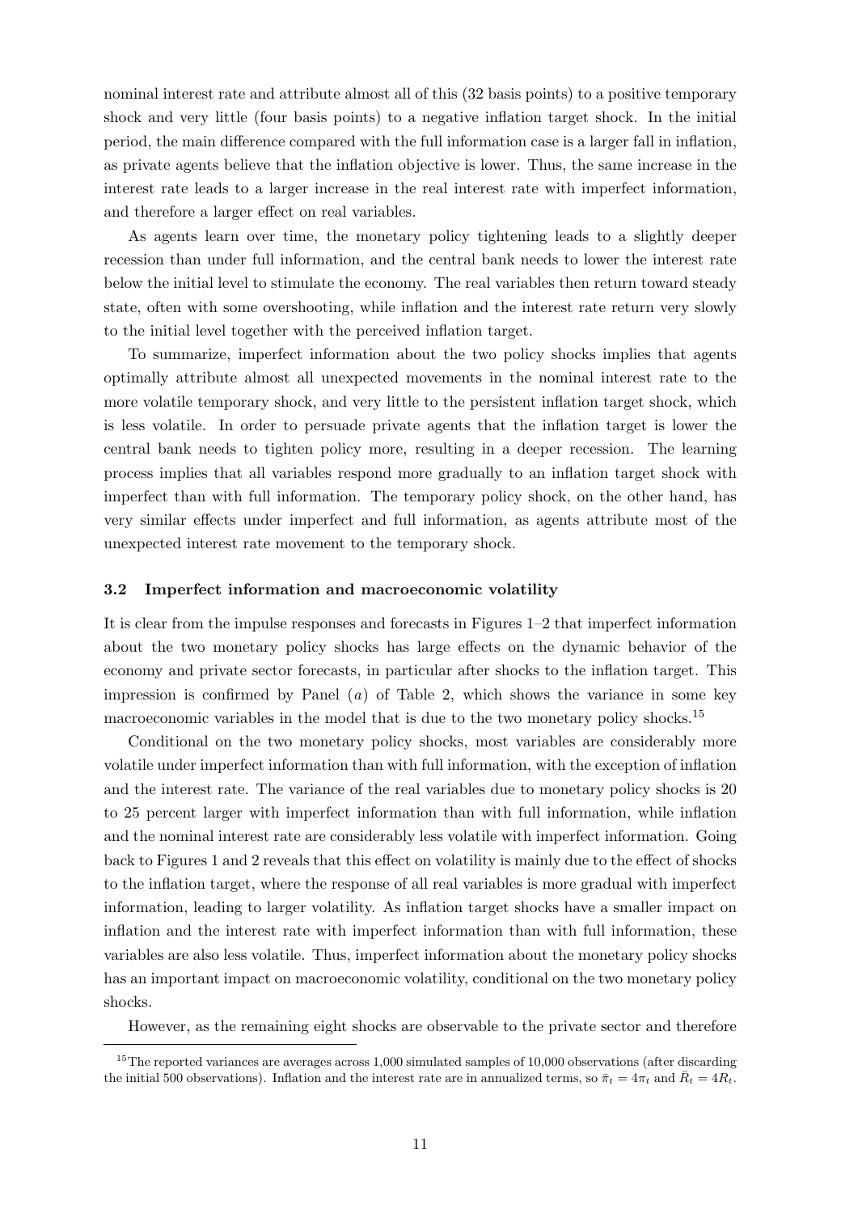nominal interest rate and attribute almost all of this (32 basis points) to a positive temporary shock and very little (four basis points) to a negative inflation target shock. In the initial period, the main difference compared with the full information case is a larger fall in inflation, as private agents believe that the inflation objective is lower. Thus, the same increase in the interest rate leads to a larger increase in the real interest rate with imperfect information, and therefore a larger effect on real variables.

As agents learn over time, the monetary policy tightening leads to a slightly deeper recession than under full information, and the central bank needs to lower the interest rate below the initial level to stimulate the economy. The real variables then return toward steady state, often with some overshooting, while inflation and the interest rate return very slowly to the initial level together with the perceived inflation target.

To summarize, imperfect information about the two policy shocks implies that agents optimally attribute almost all unexpected movements in the nominal interest rate to the more volatile temporary shock, and very little to the persistent inflation target shock, which is less volatile. In order to persuade private agents that the inflation target is lower the central bank needs to tighten policy more, resulting in a deeper recession. The learning process implies that all variables respond more gradually to an inflation target shock with imperfect than with full information. The temporary policy shock, on the other hand, has very similar effects under imperfect and full information, as agents attribute most of the unexpected interest rate movement to the temporary shock.

### 3.2 Imperfect information and macroeconomic volatility

It is clear from the impulse responses and forecasts in Figures 1–2 that imperfect information about the two monetary policy shocks has large effects on the dynamic behavior of the economy and private sector forecasts, in particular after shocks to the inflation target. This impression is confirmed by Panel ($a$) of Table 2, which shows the variance in some key macroeconomic variables in the model that is due to the two monetary policy shocks.[15]

Conditional on the two monetary policy shocks, most variables are considerably more volatile under imperfect information than with full information, with the exception of inflation and the interest rate. The variance of the real variables due to monetary policy shocks is 20 to 25 percent larger with imperfect information than with full information, while inflation and the nominal interest rate are considerably less volatile with imperfect information. Going back to Figures 1 and 2 reveals that this effect on volatility is mainly due to the effect of shocks to the inflation target, where the response of all real variables is more gradual with imperfect information, leading to larger volatility. As inflation target shocks have a smaller impact on inflation and the interest rate with imperfect information than with full information, these variables are also less volatile. Thus, imperfect information about the monetary policy shocks has an important impact on macroeconomic volatility, conditional on the two monetary policy shocks.

However, as the remaining eight shocks are observable to the private sector and therefore

[15] The reported variances are averages across 1,000 simulated samples of 10,000 observations (after discarding the initial 500 observations). Inflation and the interest rate are in annualized terms, so $\bar{\pi}_t = 4\pi_t$ and $\bar{R}_t = 4R_t$.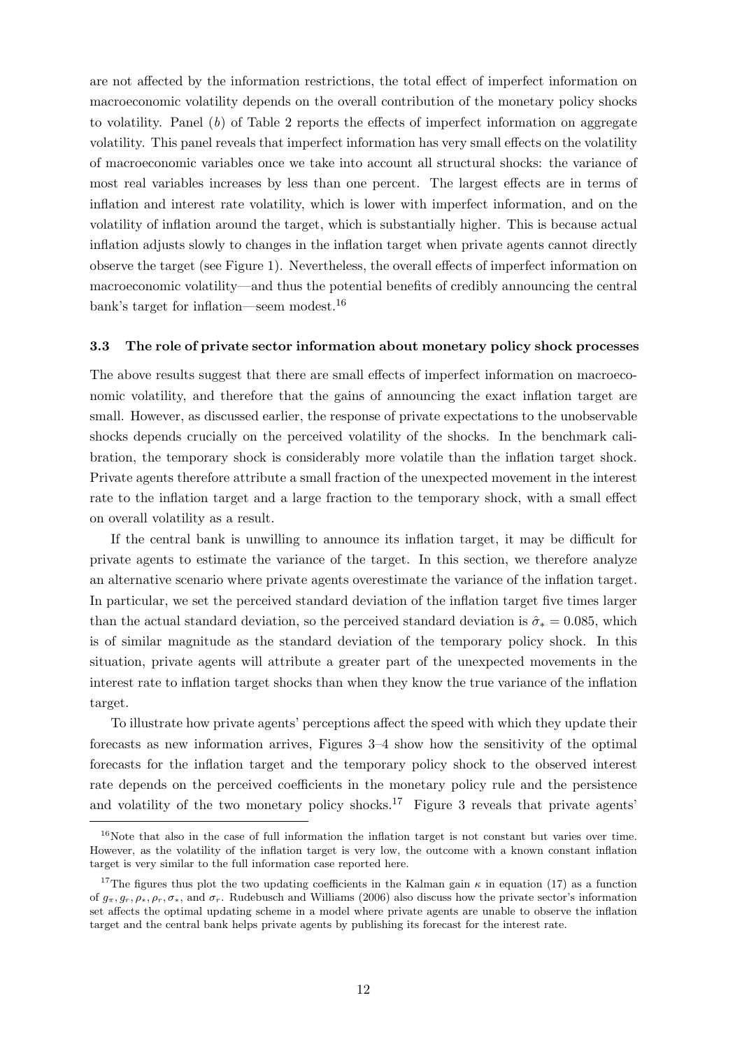are not affected by the information restrictions, the total effect of imperfect information on macroeconomic volatility depends on the overall contribution of the monetary policy shocks to volatility. Panel (*b*) of Table 2 reports the effects of imperfect information on aggregate volatility. This panel reveals that imperfect information has very small effects on the volatility of macroeconomic variables once we take into account all structural shocks: the variance of most real variables increases by less than one percent. The largest effects are in terms of inflation and interest rate volatility, which is lower with imperfect information, and on the volatility of inflation around the target, which is substantially higher. This is because actual inflation adjusts slowly to changes in the inflation target when private agents cannot directly observe the target (see Figure 1). Nevertheless, the overall effects of imperfect information on macroeconomic volatility—and thus the potential benefits of credibly announcing the central bank's target for inflation—seem modest.[16]

### 3.3 The role of private sector information about monetary policy shock processes

The above results suggest that there are small effects of imperfect information on macroeconomic volatility, and therefore that the gains of announcing the exact inflation target are small. However, as discussed earlier, the response of private expectations to the unobservable shocks depends crucially on the perceived volatility of the shocks. In the benchmark calibration, the temporary shock is considerably more volatile than the inflation target shock. Private agents therefore attribute a small fraction of the unexpected movement in the interest rate to the inflation target and a large fraction to the temporary shock, with a small effect on overall volatility as a result.

If the central bank is unwilling to announce its inflation target, it may be difficult for private agents to estimate the variance of the target. In this section, we therefore analyze an alternative scenario where private agents overestimate the variance of the inflation target. In particular, we set the perceived standard deviation of the inflation target five times larger than the actual standard deviation, so the perceived standard deviation is $\hat{\sigma}_* = 0.085$, which is of similar magnitude as the standard deviation of the temporary policy shock. In this situation, private agents will attribute a greater part of the unexpected movements in the interest rate to inflation target shocks than when they know the true variance of the inflation target.

To illustrate how private agents' perceptions affect the speed with which they update their forecasts as new information arrives, Figures 3–4 show how the sensitivity of the optimal forecasts for the inflation target and the temporary policy shock to the observed interest rate depends on the perceived coefficients in the monetary policy rule and the persistence and volatility of the two monetary policy shocks.[17] Figure 3 reveals that private agents'

---

[16] Note that also in the case of full information the inflation target is not constant but varies over time. However, as the volatility of the inflation target is very low, the outcome with a known constant inflation target is very similar to the full information case reported here.

[17] The figures thus plot the two updating coefficients in the Kalman gain $\kappa$ in equation (17) as a function of $g_\pi, g_r, \rho_*, \rho_r, \sigma_*$, and $\sigma_r$. Rudebusch and Williams (2006) also discuss how the private sector's information set affects the optimal updating scheme in a model where private agents are unable to observe the inflation target and the central bank helps private agents by publishing its forecast for the interest rate.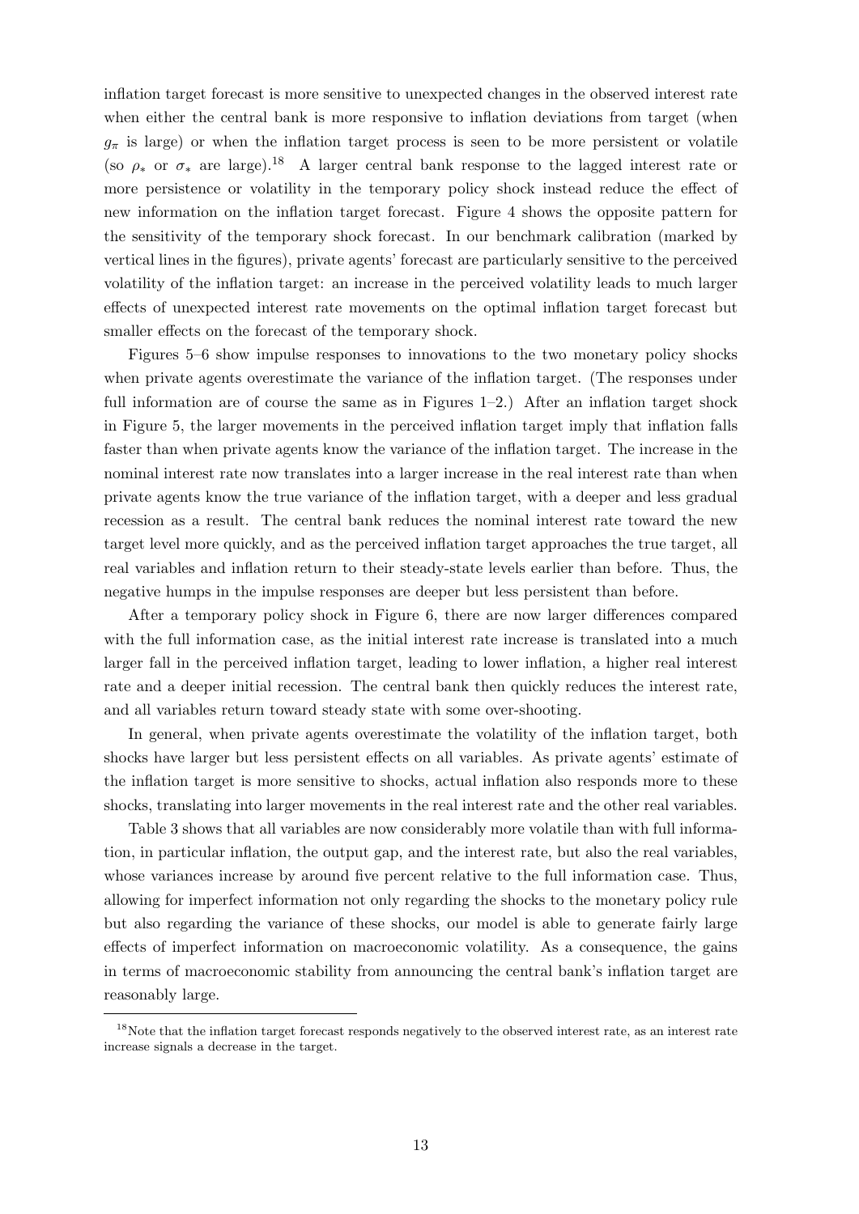inflation target forecast is more sensitive to unexpected changes in the observed interest rate when either the central bank is more responsive to inflation deviations from target (when $g_\pi$ is large) or when the inflation target process is seen to be more persistent or volatile (so $\rho_*$ or $\sigma_*$ are large).[18] A larger central bank response to the lagged interest rate or more persistence or volatility in the temporary policy shock instead reduce the effect of new information on the inflation target forecast. Figure 4 shows the opposite pattern for the sensitivity of the temporary shock forecast. In our benchmark calibration (marked by vertical lines in the figures), private agents' forecast are particularly sensitive to the perceived volatility of the inflation target: an increase in the perceived volatility leads to much larger effects of unexpected interest rate movements on the optimal inflation target forecast but smaller effects on the forecast of the temporary shock.

Figures 5–6 show impulse responses to innovations to the two monetary policy shocks when private agents overestimate the variance of the inflation target. (The responses under full information are of course the same as in Figures 1–2.) After an inflation target shock in Figure 5, the larger movements in the perceived inflation target imply that inflation falls faster than when private agents know the variance of the inflation target. The increase in the nominal interest rate now translates into a larger increase in the real interest rate than when private agents know the true variance of the inflation target, with a deeper and less gradual recession as a result. The central bank reduces the nominal interest rate toward the new target level more quickly, and as the perceived inflation target approaches the true target, all real variables and inflation return to their steady-state levels earlier than before. Thus, the negative humps in the impulse responses are deeper but less persistent than before.

After a temporary policy shock in Figure 6, there are now larger differences compared with the full information case, as the initial interest rate increase is translated into a much larger fall in the perceived inflation target, leading to lower inflation, a higher real interest rate and a deeper initial recession. The central bank then quickly reduces the interest rate, and all variables return toward steady state with some over-shooting.

In general, when private agents overestimate the volatility of the inflation target, both shocks have larger but less persistent effects on all variables. As private agents' estimate of the inflation target is more sensitive to shocks, actual inflation also responds more to these shocks, translating into larger movements in the real interest rate and the other real variables.

Table 3 shows that all variables are now considerably more volatile than with full information, in particular inflation, the output gap, and the interest rate, but also the real variables, whose variances increase by around five percent relative to the full information case. Thus, allowing for imperfect information not only regarding the shocks to the monetary policy rule but also regarding the variance of these shocks, our model is able to generate fairly large effects of imperfect information on macroeconomic volatility. As a consequence, the gains in terms of macroeconomic stability from announcing the central bank's inflation target are reasonably large.

[18] Note that the inflation target forecast responds negatively to the observed interest rate, as an interest rate increase signals a decrease in the target.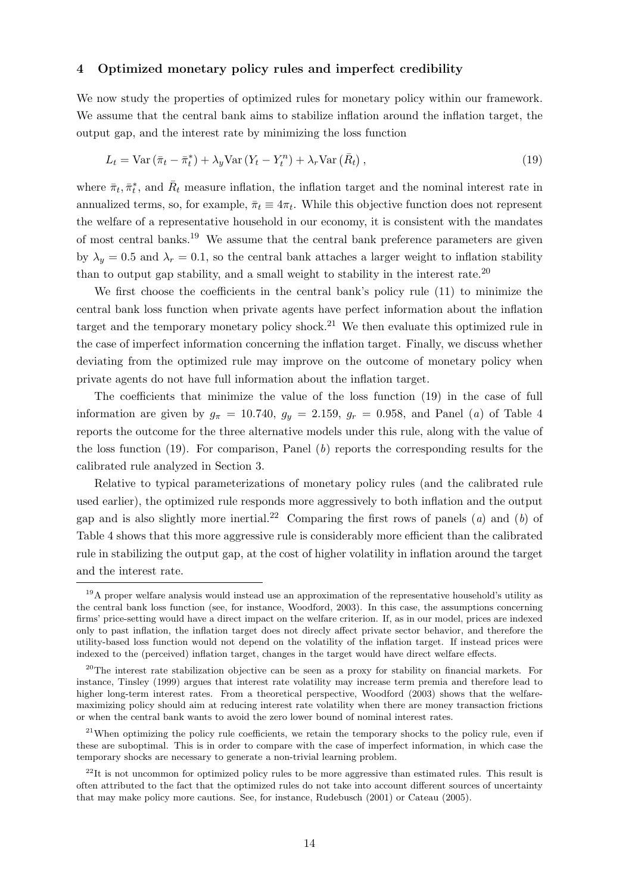## 4 Optimized monetary policy rules and imperfect credibility

We now study the properties of optimized rules for monetary policy within our framework. We assume that the central bank aims to stabilize inflation around the inflation target, the output gap, and the interest rate by minimizing the loss function

$$L_t = \text{Var}\left(\bar{\pi}_t - \bar{\pi}_t^*\right) + \lambda_y \text{Var}\left(Y_t - Y_t^n\right) + \lambda_r \text{Var}\left(\bar{R}_t\right), \tag{19}$$

where $\bar{\pi}_t, \bar{\pi}_t^*$, and $\bar{R}_t$ measure inflation, the inflation target and the nominal interest rate in annualized terms, so, for example, $\bar{\pi}_t \equiv 4\pi_t$. While this objective function does not represent the welfare of a representative household in our economy, it is consistent with the mandates of most central banks.[19] We assume that the central bank preference parameters are given by $\lambda_y = 0.5$ and $\lambda_r = 0.1$, so the central bank attaches a larger weight to inflation stability than to output gap stability, and a small weight to stability in the interest rate.[20]

We first choose the coefficients in the central bank's policy rule (11) to minimize the central bank loss function when private agents have perfect information about the inflation target and the temporary monetary policy shock.[21] We then evaluate this optimized rule in the case of imperfect information concerning the inflation target. Finally, we discuss whether deviating from the optimized rule may improve on the outcome of monetary policy when private agents do not have full information about the inflation target.

The coefficients that minimize the value of the loss function (19) in the case of full information are given by $g_\pi = 10.740$, $g_y = 2.159$, $g_r = 0.958$, and Panel $(a)$ of Table 4 reports the outcome for the three alternative models under this rule, along with the value of the loss function (19). For comparison, Panel $(b)$ reports the corresponding results for the calibrated rule analyzed in Section 3.

Relative to typical parameterizations of monetary policy rules (and the calibrated rule used earlier), the optimized rule responds more aggressively to both inflation and the output gap and is also slightly more inertial.[22] Comparing the first rows of panels $(a)$ and $(b)$ of Table 4 shows that this more aggressive rule is considerably more efficient than the calibrated rule in stabilizing the output gap, at the cost of higher volatility in inflation around the target and the interest rate.

---

[19] A proper welfare analysis would instead use an approximation of the representative household's utility as the central bank loss function (see, for instance, Woodford, 2003). In this case, the assumptions concerning firms' price-setting would have a direct impact on the welfare criterion. If, as in our model, prices are indexed only to past inflation, the inflation target does not direcly affect private sector behavior, and therefore the utility-based loss function would not depend on the volatility of the inflation target. If instead prices were indexed to the (perceived) inflation target, changes in the target would have direct welfare effects.

[20] The interest rate stabilization objective can be seen as a proxy for stability on financial markets. For instance, Tinsley (1999) argues that interest rate volatility may increase term premia and therefore lead to higher long-term interest rates. From a theoretical perspective, Woodford (2003) shows that the welfare-maximizing policy should aim at reducing interest rate volatility when there are money transaction frictions or when the central bank wants to avoid the zero lower bound of nominal interest rates.

[21] When optimizing the policy rule coefficients, we retain the temporary shocks to the policy rule, even if these are suboptimal. This is in order to compare with the case of imperfect information, in which case the temporary shocks are necessary to generate a non-trivial learning problem.

[22] It is not uncommon for optimized policy rules to be more aggressive than estimated rules. This result is often attributed to the fact that the optimized rules do not take into account different sources of uncertainty that may make policy more cautions. See, for instance, Rudebusch (2001) or Cateau (2005).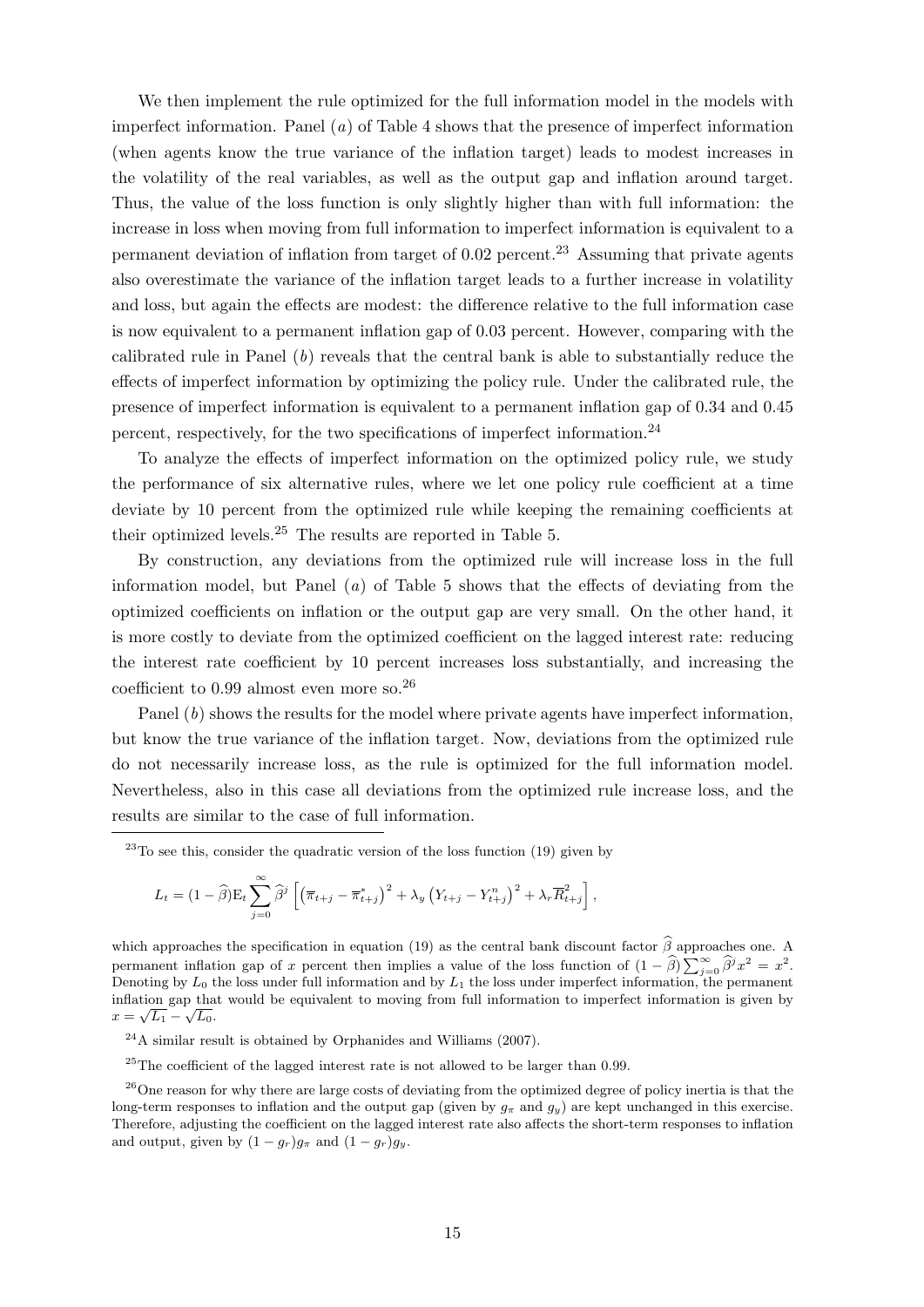We then implement the rule optimized for the full information model in the models with imperfect information. Panel ($a$) of Table 4 shows that the presence of imperfect information (when agents know the true variance of the inflation target) leads to modest increases in the volatility of the real variables, as well as the output gap and inflation around target. Thus, the value of the loss function is only slightly higher than with full information: the increase in loss when moving from full information to imperfect information is equivalent to a permanent deviation of inflation from target of 0.02 percent.[23] Assuming that private agents also overestimate the variance of the inflation target leads to a further increase in volatility and loss, but again the effects are modest: the difference relative to the full information case is now equivalent to a permanent inflation gap of 0.03 percent. However, comparing with the calibrated rule in Panel ($b$) reveals that the central bank is able to substantially reduce the effects of imperfect information by optimizing the policy rule. Under the calibrated rule, the presence of imperfect information is equivalent to a permanent inflation gap of 0.34 and 0.45 percent, respectively, for the two specifications of imperfect information.[24]

To analyze the effects of imperfect information on the optimized policy rule, we study the performance of six alternative rules, where we let one policy rule coefficient at a time deviate by 10 percent from the optimized rule while keeping the remaining coefficients at their optimized levels.[25] The results are reported in Table 5.

By construction, any deviations from the optimized rule will increase loss in the full information model, but Panel ($a$) of Table 5 shows that the effects of deviating from the optimized coefficients on inflation or the output gap are very small. On the other hand, it is more costly to deviate from the optimized coefficient on the lagged interest rate: reducing the interest rate coefficient by 10 percent increases loss substantially, and increasing the coefficient to 0.99 almost even more so.[26]

Panel ($b$) shows the results for the model where private agents have imperfect information, but know the true variance of the inflation target. Now, deviations from the optimized rule do not necessarily increase loss, as the rule is optimized for the full information model. Nevertheless, also in this case all deviations from the optimized rule increase loss, and the results are similar to the case of full information.

---

[23] To see this, consider the quadratic version of the loss function (19) given by

$$L_t = (1-\widehat{\beta})\mathrm{E}_t \sum_{j=0}^{\infty} \widehat{\beta}^j \left[ \left( \overline{\pi}_{t+j} - \overline{\pi}^*_{t+j} \right)^2 + \lambda_y \left( Y_{t+j} - Y^n_{t+j} \right)^2 + \lambda_r \overline{R}^2_{t+j} \right],$$

which approaches the specification in equation (19) as the central bank discount factor $\widehat{\beta}$ approaches one. A permanent inflation gap of $x$ percent then implies a value of the loss function of $(1-\widehat{\beta})\sum_{j=0}^{\infty}\widehat{\beta}^j x^2 = x^2$. Denoting by $L_0$ the loss under full information and by $L_1$ the loss under imperfect information, the permanent inflation gap that would be equivalent to moving from full information to imperfect information is given by $x = \sqrt{L_1} - \sqrt{L_0}$.

[24] A similar result is obtained by Orphanides and Williams (2007).

[25] The coefficient of the lagged interest rate is not allowed to be larger than 0.99.

[26] One reason for why there are large costs of deviating from the optimized degree of policy inertia is that the long-term responses to inflation and the output gap (given by $g_\pi$ and $g_y$) are kept unchanged in this exercise. Therefore, adjusting the coefficient on the lagged interest rate also affects the short-term responses to inflation and output, given by $(1-g_r)g_\pi$ and $(1-g_r)g_y$.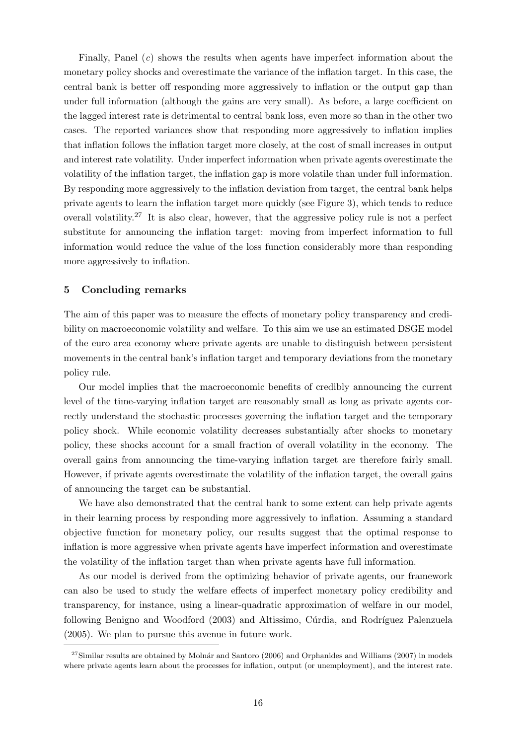Finally, Panel ($c$) shows the results when agents have imperfect information about the monetary policy shocks and overestimate the variance of the inflation target. In this case, the central bank is better off responding more aggressively to inflation or the output gap than under full information (although the gains are very small). As before, a large coefficient on the lagged interest rate is detrimental to central bank loss, even more so than in the other two cases. The reported variances show that responding more aggressively to inflation implies that inflation follows the inflation target more closely, at the cost of small increases in output and interest rate volatility. Under imperfect information when private agents overestimate the volatility of the inflation target, the inflation gap is more volatile than under full information. By responding more aggressively to the inflation deviation from target, the central bank helps private agents to learn the inflation target more quickly (see Figure 3), which tends to reduce overall volatility.[27] It is also clear, however, that the aggressive policy rule is not a perfect substitute for announcing the inflation target: moving from imperfect information to full information would reduce the value of the loss function considerably more than responding more aggressively to inflation.

## 5 Concluding remarks

The aim of this paper was to measure the effects of monetary policy transparency and credibility on macroeconomic volatility and welfare. To this aim we use an estimated DSGE model of the euro area economy where private agents are unable to distinguish between persistent movements in the central bank's inflation target and temporary deviations from the monetary policy rule.

Our model implies that the macroeconomic benefits of credibly announcing the current level of the time-varying inflation target are reasonably small as long as private agents correctly understand the stochastic processes governing the inflation target and the temporary policy shock. While economic volatility decreases substantially after shocks to monetary policy, these shocks account for a small fraction of overall volatility in the economy. The overall gains from announcing the time-varying inflation target are therefore fairly small. However, if private agents overestimate the volatility of the inflation target, the overall gains of announcing the target can be substantial.

We have also demonstrated that the central bank to some extent can help private agents in their learning process by responding more aggressively to inflation. Assuming a standard objective function for monetary policy, our results suggest that the optimal response to inflation is more aggressive when private agents have imperfect information and overestimate the volatility of the inflation target than when private agents have full information.

As our model is derived from the optimizing behavior of private agents, our framework can also be used to study the welfare effects of imperfect monetary policy credibility and transparency, for instance, using a linear-quadratic approximation of welfare in our model, following Benigno and Woodford (2003) and Altissimo, Cúrdia, and Rodríguez Palenzuela (2005). We plan to pursue this avenue in future work.

[27] Similar results are obtained by Molnár and Santoro (2006) and Orphanides and Williams (2007) in models where private agents learn about the processes for inflation, output (or unemployment), and the interest rate.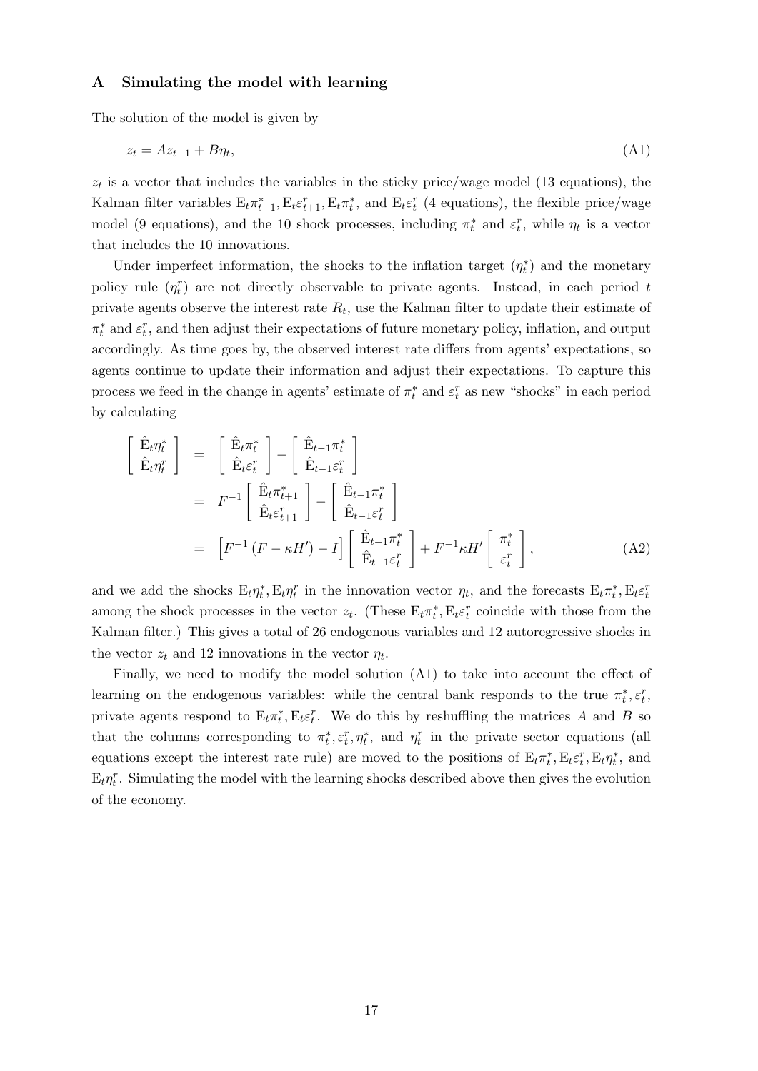## A Simulating the model with learning

The solution of the model is given by

$$z_t = Az_{t-1} + B\eta_t, \tag{A1}$$

$z_t$ is a vector that includes the variables in the sticky price/wage model (13 equations), the Kalman filter variables $\mathrm{E}_t\pi^*_{t+1}, \mathrm{E}_t\varepsilon^r_{t+1}, \mathrm{E}_t\pi^*_t$, and $\mathrm{E}_t\varepsilon^r_t$ (4 equations), the flexible price/wage model (9 equations), and the 10 shock processes, including $\pi^*_t$ and $\varepsilon^r_t$, while $\eta_t$ is a vector that includes the 10 innovations.

Under imperfect information, the shocks to the inflation target ($\eta^*_t$) and the monetary policy rule ($\eta^r_t$) are not directly observable to private agents. Instead, in each period $t$ private agents observe the interest rate $R_t$, use the Kalman filter to update their estimate of $\pi^*_t$ and $\varepsilon^r_t$, and then adjust their expectations of future monetary policy, inflation, and output accordingly. As time goes by, the observed interest rate differs from agents' expectations, so agents continue to update their information and adjust their expectations. To capture this process we feed in the change in agents' estimate of $\pi^*_t$ and $\varepsilon^r_t$ as new "shocks" in each period by calculating

$$
\begin{aligned}
\begin{bmatrix} \hat{\mathrm{E}}_t\eta^*_t \\ \hat{\mathrm{E}}_t\eta^r_t \end{bmatrix} &= \begin{bmatrix} \hat{\mathrm{E}}_t\pi^*_t \\ \hat{\mathrm{E}}_t\varepsilon^r_t \end{bmatrix} - \begin{bmatrix} \hat{\mathrm{E}}_{t-1}\pi^*_t \\ \hat{\mathrm{E}}_{t-1}\varepsilon^r_t \end{bmatrix} \\
&= F^{-1}\begin{bmatrix} \hat{\mathrm{E}}_t\pi^*_{t+1} \\ \hat{\mathrm{E}}_t\varepsilon^r_{t+1} \end{bmatrix} - \begin{bmatrix} \hat{\mathrm{E}}_{t-1}\pi^*_t \\ \hat{\mathrm{E}}_{t-1}\varepsilon^r_t \end{bmatrix} \\
&= \left[F^{-1}\left(F - \kappa H'\right) - I\right]\begin{bmatrix} \hat{\mathrm{E}}_{t-1}\pi^*_t \\ \hat{\mathrm{E}}_{t-1}\varepsilon^r_t \end{bmatrix} + F^{-1}\kappa H'\begin{bmatrix} \pi^*_t \\ \varepsilon^r_t \end{bmatrix},
\end{aligned} \tag{A2}
$$

and we add the shocks $\mathrm{E}_t\eta^*_t, \mathrm{E}_t\eta^r_t$ in the innovation vector $\eta_t$, and the forecasts $\mathrm{E}_t\pi^*_t, \mathrm{E}_t\varepsilon^r_t$ among the shock processes in the vector $z_t$. (These $\mathrm{E}_t\pi^*_t, \mathrm{E}_t\varepsilon^r_t$ coincide with those from the Kalman filter.) This gives a total of 26 endogenous variables and 12 autoregressive shocks in the vector $z_t$ and 12 innovations in the vector $\eta_t$.

Finally, we need to modify the model solution (A1) to take into account the effect of learning on the endogenous variables: while the central bank responds to the true $\pi^*_t, \varepsilon^r_t$, private agents respond to $\mathrm{E}_t\pi^*_t, \mathrm{E}_t\varepsilon^r_t$. We do this by reshuffling the matrices $A$ and $B$ so that the columns corresponding to $\pi^*_t, \varepsilon^r_t, \eta^*_t$, and $\eta^r_t$ in the private sector equations (all equations except the interest rate rule) are moved to the positions of $\mathrm{E}_t\pi^*_t, \mathrm{E}_t\varepsilon^r_t, \mathrm{E}_t\eta^*_t$, and $\mathrm{E}_t\eta^r_t$. Simulating the model with the learning shocks described above then gives the evolution of the economy.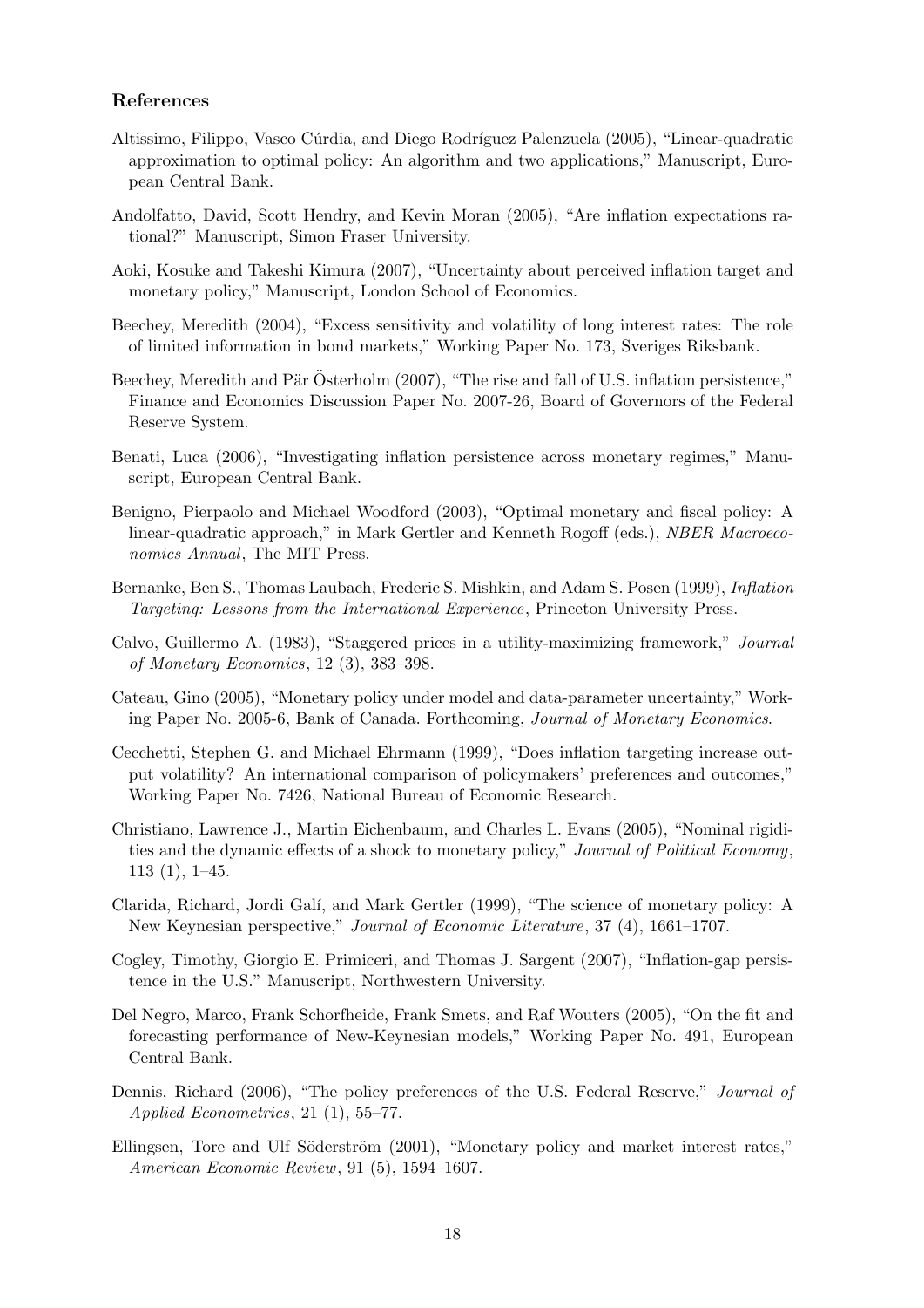## References

Altissimo, Filippo, Vasco Cúrdia, and Diego Rodríguez Palenzuela (2005), "Linear-quadratic approximation to optimal policy: An algorithm and two applications," Manuscript, European Central Bank.

Andolfatto, David, Scott Hendry, and Kevin Moran (2005), "Are inflation expectations rational?" Manuscript, Simon Fraser University.

Aoki, Kosuke and Takeshi Kimura (2007), "Uncertainty about perceived inflation target and monetary policy," Manuscript, London School of Economics.

Beechey, Meredith (2004), "Excess sensitivity and volatility of long interest rates: The role of limited information in bond markets," Working Paper No. 173, Sveriges Riksbank.

Beechey, Meredith and Pär Österholm (2007), "The rise and fall of U.S. inflation persistence," Finance and Economics Discussion Paper No. 2007-26, Board of Governors of the Federal Reserve System.

Benati, Luca (2006), "Investigating inflation persistence across monetary regimes," Manuscript, European Central Bank.

Benigno, Pierpaolo and Michael Woodford (2003), "Optimal monetary and fiscal policy: A linear-quadratic approach," in Mark Gertler and Kenneth Rogoff (eds.), *NBER Macroeconomics Annual*, The MIT Press.

Bernanke, Ben S., Thomas Laubach, Frederic S. Mishkin, and Adam S. Posen (1999), *Inflation Targeting: Lessons from the International Experience*, Princeton University Press.

Calvo, Guillermo A. (1983), "Staggered prices in a utility-maximizing framework," *Journal of Monetary Economics*, 12 (3), 383–398.

Cateau, Gino (2005), "Monetary policy under model and data-parameter uncertainty," Working Paper No. 2005-6, Bank of Canada. Forthcoming, *Journal of Monetary Economics*.

Cecchetti, Stephen G. and Michael Ehrmann (1999), "Does inflation targeting increase output volatility? An international comparison of policymakers' preferences and outcomes," Working Paper No. 7426, National Bureau of Economic Research.

Christiano, Lawrence J., Martin Eichenbaum, and Charles L. Evans (2005), "Nominal rigidities and the dynamic effects of a shock to monetary policy," *Journal of Political Economy*, 113 (1), 1–45.

Clarida, Richard, Jordi Galí, and Mark Gertler (1999), "The science of monetary policy: A New Keynesian perspective," *Journal of Economic Literature*, 37 (4), 1661–1707.

Cogley, Timothy, Giorgio E. Primiceri, and Thomas J. Sargent (2007), "Inflation-gap persistence in the U.S." Manuscript, Northwestern University.

Del Negro, Marco, Frank Schorfheide, Frank Smets, and Raf Wouters (2005), "On the fit and forecasting performance of New-Keynesian models," Working Paper No. 491, European Central Bank.

Dennis, Richard (2006), "The policy preferences of the U.S. Federal Reserve," *Journal of Applied Econometrics*, 21 (1), 55–77.

Ellingsen, Tore and Ulf Söderström (2001), "Monetary policy and market interest rates," *American Economic Review*, 91 (5), 1594–1607.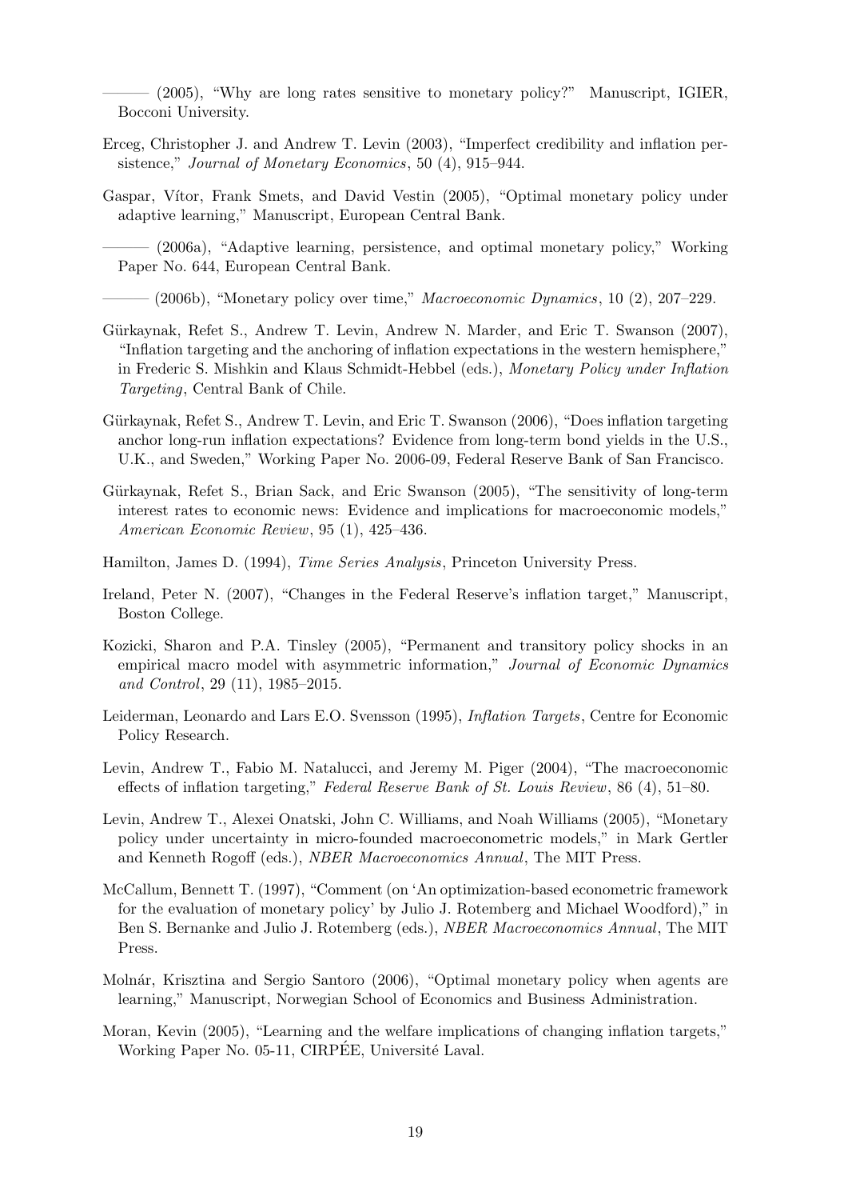——— (2005), "Why are long rates sensitive to monetary policy?" Manuscript, IGIER, Bocconi University.

Erceg, Christopher J. and Andrew T. Levin (2003), "Imperfect credibility and inflation persistence," *Journal of Monetary Economics*, 50 (4), 915–944.

Gaspar, Vítor, Frank Smets, and David Vestin (2005), "Optimal monetary policy under adaptive learning," Manuscript, European Central Bank.

——— (2006a), "Adaptive learning, persistence, and optimal monetary policy," Working Paper No. 644, European Central Bank.

——— (2006b), "Monetary policy over time," *Macroeconomic Dynamics*, 10 (2), 207–229.

Gürkaynak, Refet S., Andrew T. Levin, Andrew N. Marder, and Eric T. Swanson (2007), "Inflation targeting and the anchoring of inflation expectations in the western hemisphere," in Frederic S. Mishkin and Klaus Schmidt-Hebbel (eds.), *Monetary Policy under Inflation Targeting*, Central Bank of Chile.

Gürkaynak, Refet S., Andrew T. Levin, and Eric T. Swanson (2006), "Does inflation targeting anchor long-run inflation expectations? Evidence from long-term bond yields in the U.S., U.K., and Sweden," Working Paper No. 2006-09, Federal Reserve Bank of San Francisco.

Gürkaynak, Refet S., Brian Sack, and Eric Swanson (2005), "The sensitivity of long-term interest rates to economic news: Evidence and implications for macroeconomic models," *American Economic Review*, 95 (1), 425–436.

Hamilton, James D. (1994), *Time Series Analysis*, Princeton University Press.

Ireland, Peter N. (2007), "Changes in the Federal Reserve's inflation target," Manuscript, Boston College.

Kozicki, Sharon and P.A. Tinsley (2005), "Permanent and transitory policy shocks in an empirical macro model with asymmetric information," *Journal of Economic Dynamics and Control*, 29 (11), 1985–2015.

Leiderman, Leonardo and Lars E.O. Svensson (1995), *Inflation Targets*, Centre for Economic Policy Research.

Levin, Andrew T., Fabio M. Natalucci, and Jeremy M. Piger (2004), "The macroeconomic effects of inflation targeting," *Federal Reserve Bank of St. Louis Review*, 86 (4), 51–80.

Levin, Andrew T., Alexei Onatski, John C. Williams, and Noah Williams (2005), "Monetary policy under uncertainty in micro-founded macroeconometric models," in Mark Gertler and Kenneth Rogoff (eds.), *NBER Macroeconomics Annual*, The MIT Press.

McCallum, Bennett T. (1997), "Comment (on 'An optimization-based econometric framework for the evaluation of monetary policy' by Julio J. Rotemberg and Michael Woodford)," in Ben S. Bernanke and Julio J. Rotemberg (eds.), *NBER Macroeconomics Annual*, The MIT Press.

Molnár, Krisztina and Sergio Santoro (2006), "Optimal monetary policy when agents are learning," Manuscript, Norwegian School of Economics and Business Administration.

Moran, Kevin (2005), "Learning and the welfare implications of changing inflation targets," Working Paper No. 05-11, CIRPÉE, Université Laval.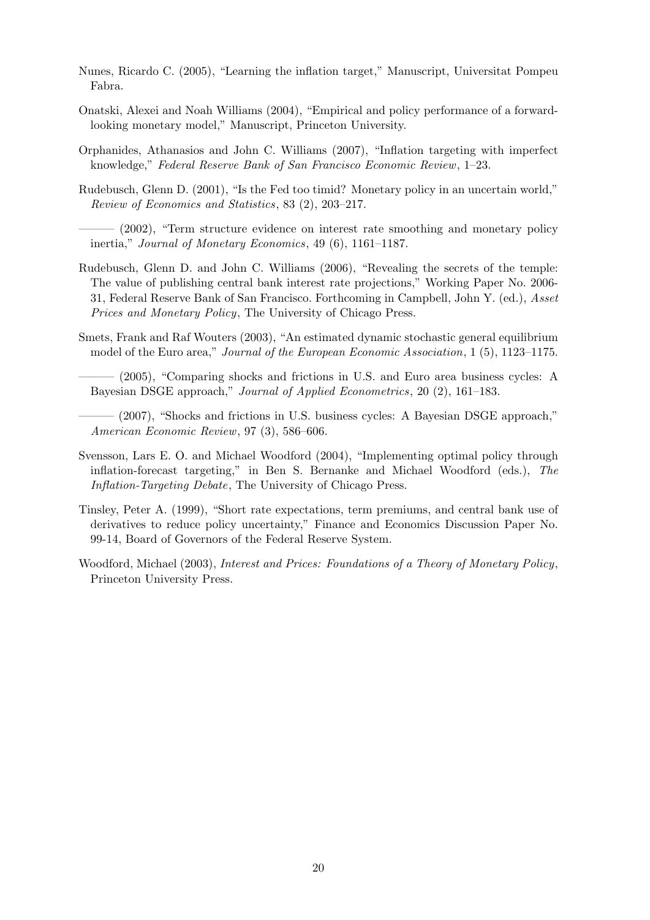Nunes, Ricardo C. (2005), "Learning the inflation target," Manuscript, Universitat Pompeu Fabra.

Onatski, Alexei and Noah Williams (2004), "Empirical and policy performance of a forward-looking monetary model," Manuscript, Princeton University.

Orphanides, Athanasios and John C. Williams (2007), "Inflation targeting with imperfect knowledge," *Federal Reserve Bank of San Francisco Economic Review*, 1–23.

Rudebusch, Glenn D. (2001), "Is the Fed too timid? Monetary policy in an uncertain world," *Review of Economics and Statistics*, 83 (2), 203–217.

——— (2002), "Term structure evidence on interest rate smoothing and monetary policy inertia," *Journal of Monetary Economics*, 49 (6), 1161–1187.

Rudebusch, Glenn D. and John C. Williams (2006), "Revealing the secrets of the temple: The value of publishing central bank interest rate projections," Working Paper No. 2006-31, Federal Reserve Bank of San Francisco. Forthcoming in Campbell, John Y. (ed.), *Asset Prices and Monetary Policy*, The University of Chicago Press.

Smets, Frank and Raf Wouters (2003), "An estimated dynamic stochastic general equilibrium model of the Euro area," *Journal of the European Economic Association*, 1 (5), 1123–1175.

——— (2005), "Comparing shocks and frictions in U.S. and Euro area business cycles: A Bayesian DSGE approach," *Journal of Applied Econometrics*, 20 (2), 161–183.

——— (2007), "Shocks and frictions in U.S. business cycles: A Bayesian DSGE approach," *American Economic Review*, 97 (3), 586–606.

Svensson, Lars E. O. and Michael Woodford (2004), "Implementing optimal policy through inflation-forecast targeting," in Ben S. Bernanke and Michael Woodford (eds.), *The Inflation-Targeting Debate*, The University of Chicago Press.

Tinsley, Peter A. (1999), "Short rate expectations, term premiums, and central bank use of derivatives to reduce policy uncertainty," Finance and Economics Discussion Paper No. 99-14, Board of Governors of the Federal Reserve System.

Woodford, Michael (2003), *Interest and Prices: Foundations of a Theory of Monetary Policy*, Princeton University Press.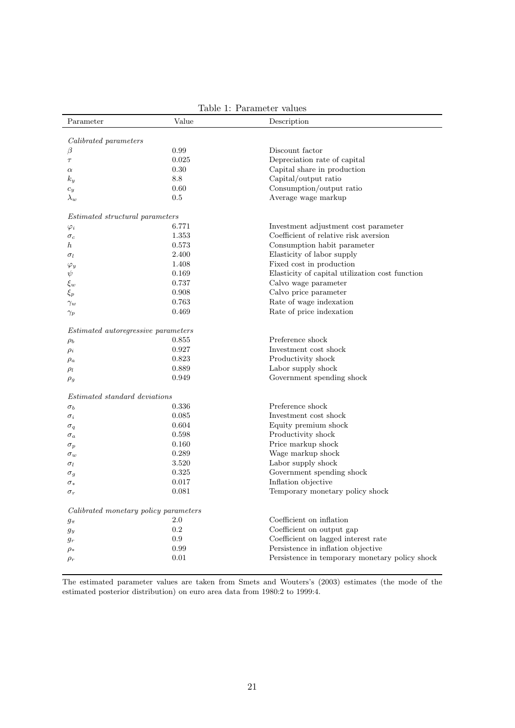Table 1: Parameter values

| Parameter | Value | Description |
|---|---|---|
| *Calibrated parameters* | | |
| $\beta$ | 0.99 | Discount factor |
| $\tau$ | 0.025 | Depreciation rate of capital |
| $\alpha$ | 0.30 | Capital share in production |
| $k_y$ | 8.8 | Capital/output ratio |
| $c_y$ | 0.60 | Consumption/output ratio |
| $\lambda_w$ | 0.5 | Average wage markup |
| *Estimated structural parameters* | | |
| $\varphi_i$ | 6.771 | Investment adjustment cost parameter |
| $\sigma_c$ | 1.353 | Coefficient of relative risk aversion |
| $h$ | 0.573 | Consumption habit parameter |
| $\sigma_l$ | 2.400 | Elasticity of labor supply |
| $\varphi_y$ | 1.408 | Fixed cost in production |
| $\psi$ | 0.169 | Elasticity of capital utilization cost function |
| $\xi_w$ | 0.737 | Calvo wage parameter |
| $\xi_p$ | 0.908 | Calvo price parameter |
| $\gamma_w$ | 0.763 | Rate of wage indexation |
| $\gamma_p$ | 0.469 | Rate of price indexation |
| *Estimated autoregressive parameters* | | |
| $\rho_b$ | 0.855 | Preference shock |
| $\rho_i$ | 0.927 | Investment cost shock |
| $\rho_a$ | 0.823 | Productivity shock |
| $\rho_l$ | 0.889 | Labor supply shock |
| $\rho_g$ | 0.949 | Government spending shock |
| *Estimated standard deviations* | | |
| $\sigma_b$ | 0.336 | Preference shock |
| $\sigma_i$ | 0.085 | Investment cost shock |
| $\sigma_q$ | 0.604 | Equity premium shock |
| $\sigma_a$ | 0.598 | Productivity shock |
| $\sigma_p$ | 0.160 | Price markup shock |
| $\sigma_w$ | 0.289 | Wage markup shock |
| $\sigma_l$ | 3.520 | Labor supply shock |
| $\sigma_g$ | 0.325 | Government spending shock |
| $\sigma_*$ | 0.017 | Inflation objective |
| $\sigma_r$ | 0.081 | Temporary monetary policy shock |
| *Calibrated monetary policy parameters* | | |
| $g_\pi$ | 2.0 | Coefficient on inflation |
| $g_y$ | 0.2 | Coefficient on output gap |
| $g_r$ | 0.9 | Coefficient on lagged interest rate |
| $\rho_*$ | 0.99 | Persistence in inflation objective |
| $\rho_r$ | 0.01 | Persistence in temporary monetary policy shock |

The estimated parameter values are taken from Smets and Wouters's (2003) estimates (the mode of the estimated posterior distribution) on euro area data from 1980:2 to 1999:4.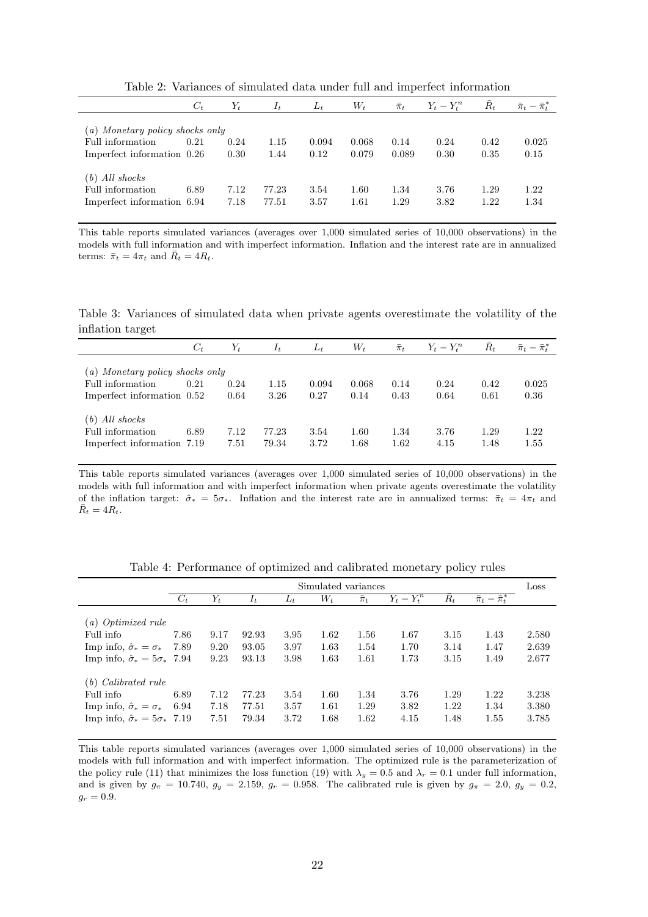Table 2: Variances of simulated data under full and imperfect information

| | $C_t$ | $Y_t$ | $I_t$ | $L_t$ | $W_t$ | $\bar{\pi}_t$ | $Y_t - Y_t^n$ | $\bar{R}_t$ | $\bar{\pi}_t - \bar{\pi}_t^*$ |
|---|---|---|---|---|---|---|---|---|---|
| *(a) Monetary policy shocks only* | | | | | | | | | |
| Full information | 0.21 | 0.24 | 1.15 | 0.094 | 0.068 | 0.14 | 0.24 | 0.42 | 0.025 |
| Imperfect information | 0.26 | 0.30 | 1.44 | 0.12 | 0.079 | 0.089 | 0.30 | 0.35 | 0.15 |
| *(b) All shocks* | | | | | | | | | |
| Full information | 6.89 | 7.12 | 77.23 | 3.54 | 1.60 | 1.34 | 3.76 | 1.29 | 1.22 |
| Imperfect information | 6.94 | 7.18 | 77.51 | 3.57 | 1.61 | 1.29 | 3.82 | 1.22 | 1.34 |

This table reports simulated variances (averages over 1,000 simulated series of 10,000 observations) in the models with full information and with imperfect information. Inflation and the interest rate are in annualized terms: $\bar{\pi}_t = 4\pi_t$ and $\bar{R}_t = 4R_t$.

Table 3: Variances of simulated data when private agents overestimate the volatility of the inflation target

| | $C_t$ | $Y_t$ | $I_t$ | $L_t$ | $W_t$ | $\bar{\pi}_t$ | $Y_t - Y_t^n$ | $\bar{R}_t$ | $\bar{\pi}_t - \bar{\pi}_t^*$ |
|---|---|---|---|---|---|---|---|---|---|
| *(a) Monetary policy shocks only* | | | | | | | | | |
| Full information | 0.21 | 0.24 | 1.15 | 0.094 | 0.068 | 0.14 | 0.24 | 0.42 | 0.025 |
| Imperfect information | 0.52 | 0.64 | 3.26 | 0.27 | 0.14 | 0.43 | 0.64 | 0.61 | 0.36 |
| *(b) All shocks* | | | | | | | | | |
| Full information | 6.89 | 7.12 | 77.23 | 3.54 | 1.60 | 1.34 | 3.76 | 1.29 | 1.22 |
| Imperfect information | 7.19 | 7.51 | 79.34 | 3.72 | 1.68 | 1.62 | 4.15 | 1.48 | 1.55 |

This table reports simulated variances (averages over 1,000 simulated series of 10,000 observations) in the models with full information and with imperfect information when private agents overestimate the volatility of the inflation target: $\hat{\sigma}_* = 5\sigma_*$. Inflation and the interest rate are in annualized terms: $\bar{\pi}_t = 4\pi_t$ and $\bar{R}_t = 4R_t$.

Table 4: Performance of optimized and calibrated monetary policy rules

| | Simulated variances | | | | | | | | | Loss |
|---|---|---|---|---|---|---|---|---|---|---|
| | $C_t$ | $Y_t$ | $I_t$ | $L_t$ | $W_t$ | $\bar{\pi}_t$ | $Y_t - Y_t^n$ | $\bar{R}_t$ | $\bar{\pi}_t - \bar{\pi}_t^*$ | |
| *(a) Optimized rule* | | | | | | | | | | |
| Full info | 7.86 | 9.17 | 92.93 | 3.95 | 1.62 | 1.56 | 1.67 | 3.15 | 1.43 | 2.580 |
| Imp info, $\hat{\sigma}_* = \sigma_*$ | 7.89 | 9.20 | 93.05 | 3.97 | 1.63 | 1.54 | 1.70 | 3.14 | 1.47 | 2.639 |
| Imp info, $\hat{\sigma}_* = 5\sigma_*$ | 7.94 | 9.23 | 93.13 | 3.98 | 1.63 | 1.61 | 1.73 | 3.15 | 1.49 | 2.677 |
| *(b) Calibrated rule* | | | | | | | | | | |
| Full info | 6.89 | 7.12 | 77.23 | 3.54 | 1.60 | 1.34 | 3.76 | 1.29 | 1.22 | 3.238 |
| Imp info, $\hat{\sigma}_* = \sigma_*$ | 6.94 | 7.18 | 77.51 | 3.57 | 1.61 | 1.29 | 3.82 | 1.22 | 1.34 | 3.380 |
| Imp info, $\hat{\sigma}_* = 5\sigma_*$ | 7.19 | 7.51 | 79.34 | 3.72 | 1.68 | 1.62 | 4.15 | 1.48 | 1.55 | 3.785 |

This table reports simulated variances (averages over 1,000 simulated series of 10,000 observations) in the models with full information and with imperfect information. The optimized rule is the parameterization of the policy rule (11) that minimizes the loss function (19) with $\lambda_y = 0.5$ and $\lambda_r = 0.1$ under full information, and is given by $g_\pi = 10.740$, $g_y = 2.159$, $g_r = 0.958$. The calibrated rule is given by $g_\pi = 2.0$, $g_y = 0.2$, $g_r = 0.9$.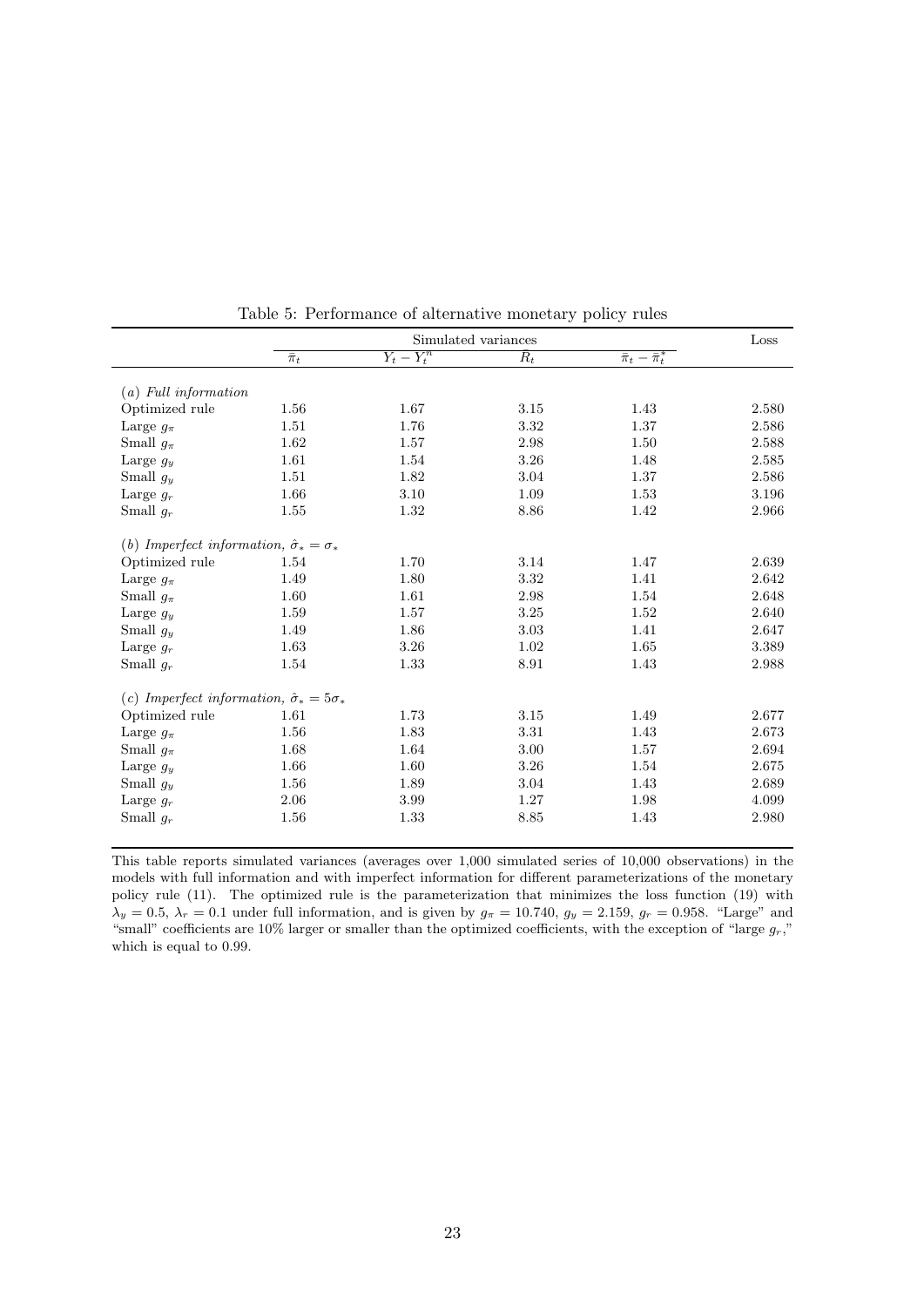Table 5: Performance of alternative monetary policy rules

| | Simulated variances | | | | Loss |
|---|---|---|---|---|---|
| | $\bar{\pi}_t$ | $Y_t - Y_t^n$ | $\bar{R}_t$ | $\bar{\pi}_t - \bar{\pi}_t^*$ | |
| *(a) Full information* | | | | | |
| Optimized rule | 1.56 | 1.67 | 3.15 | 1.43 | 2.580 |
| Large $g_\pi$ | 1.51 | 1.76 | 3.32 | 1.37 | 2.586 |
| Small $g_\pi$ | 1.62 | 1.57 | 2.98 | 1.50 | 2.588 |
| Large $g_y$ | 1.61 | 1.54 | 3.26 | 1.48 | 2.585 |
| Small $g_y$ | 1.51 | 1.82 | 3.04 | 1.37 | 2.586 |
| Large $g_r$ | 1.66 | 3.10 | 1.09 | 1.53 | 3.196 |
| Small $g_r$ | 1.55 | 1.32 | 8.86 | 1.42 | 2.966 |
| *(b) Imperfect information, $\hat{\sigma}_* = \sigma_*$* | | | | | |
| Optimized rule | 1.54 | 1.70 | 3.14 | 1.47 | 2.639 |
| Large $g_\pi$ | 1.49 | 1.80 | 3.32 | 1.41 | 2.642 |
| Small $g_\pi$ | 1.60 | 1.61 | 2.98 | 1.54 | 2.648 |
| Large $g_y$ | 1.59 | 1.57 | 3.25 | 1.52 | 2.640 |
| Small $g_y$ | 1.49 | 1.86 | 3.03 | 1.41 | 2.647 |
| Large $g_r$ | 1.63 | 3.26 | 1.02 | 1.65 | 3.389 |
| Small $g_r$ | 1.54 | 1.33 | 8.91 | 1.43 | 2.988 |
| *(c) Imperfect information, $\hat{\sigma}_* = 5\sigma_*$* | | | | | |
| Optimized rule | 1.61 | 1.73 | 3.15 | 1.49 | 2.677 |
| Large $g_\pi$ | 1.56 | 1.83 | 3.31 | 1.43 | 2.673 |
| Small $g_\pi$ | 1.68 | 1.64 | 3.00 | 1.57 | 2.694 |
| Large $g_y$ | 1.66 | 1.60 | 3.26 | 1.54 | 2.675 |
| Small $g_y$ | 1.56 | 1.89 | 3.04 | 1.43 | 2.689 |
| Large $g_r$ | 2.06 | 3.99 | 1.27 | 1.98 | 4.099 |
| Small $g_r$ | 1.56 | 1.33 | 8.85 | 1.43 | 2.980 |

This table reports simulated variances (averages over 1,000 simulated series of 10,000 observations) in the models with full information and with imperfect information for different parameterizations of the monetary policy rule (11). The optimized rule is the parameterization that minimizes the loss function (19) with $\lambda_y = 0.5$, $\lambda_r = 0.1$ under full information, and is given by $g_\pi = 10.740$, $g_y = 2.159$, $g_r = 0.958$. "Large" and "small" coefficients are 10% larger or smaller than the optimized coefficients, with the exception of "large $g_r$," which is equal to 0.99.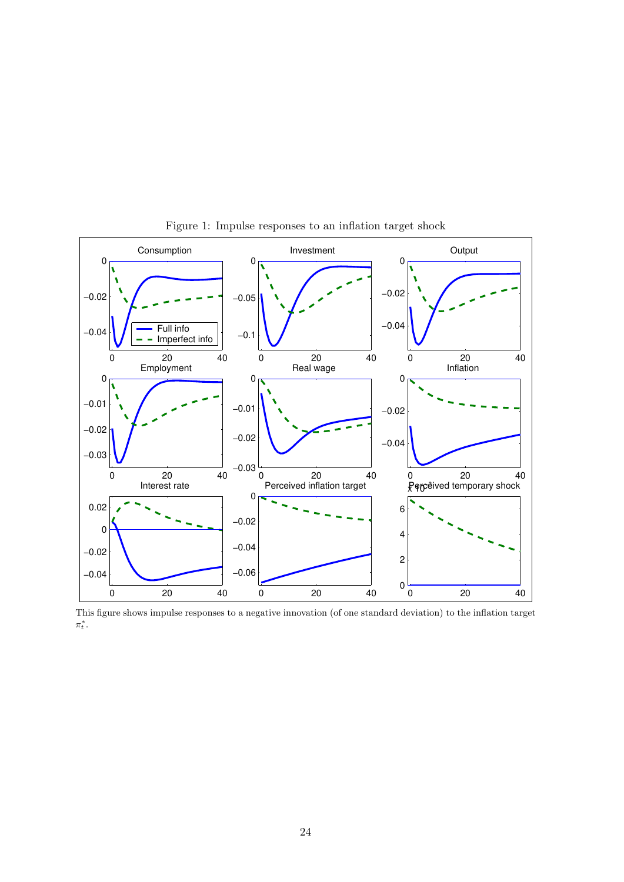Figure 1: Impulse responses to an inflation target shock

This figure shows impulse responses to a negative innovation (of one standard deviation) to the inflation target $\pi_t^*$.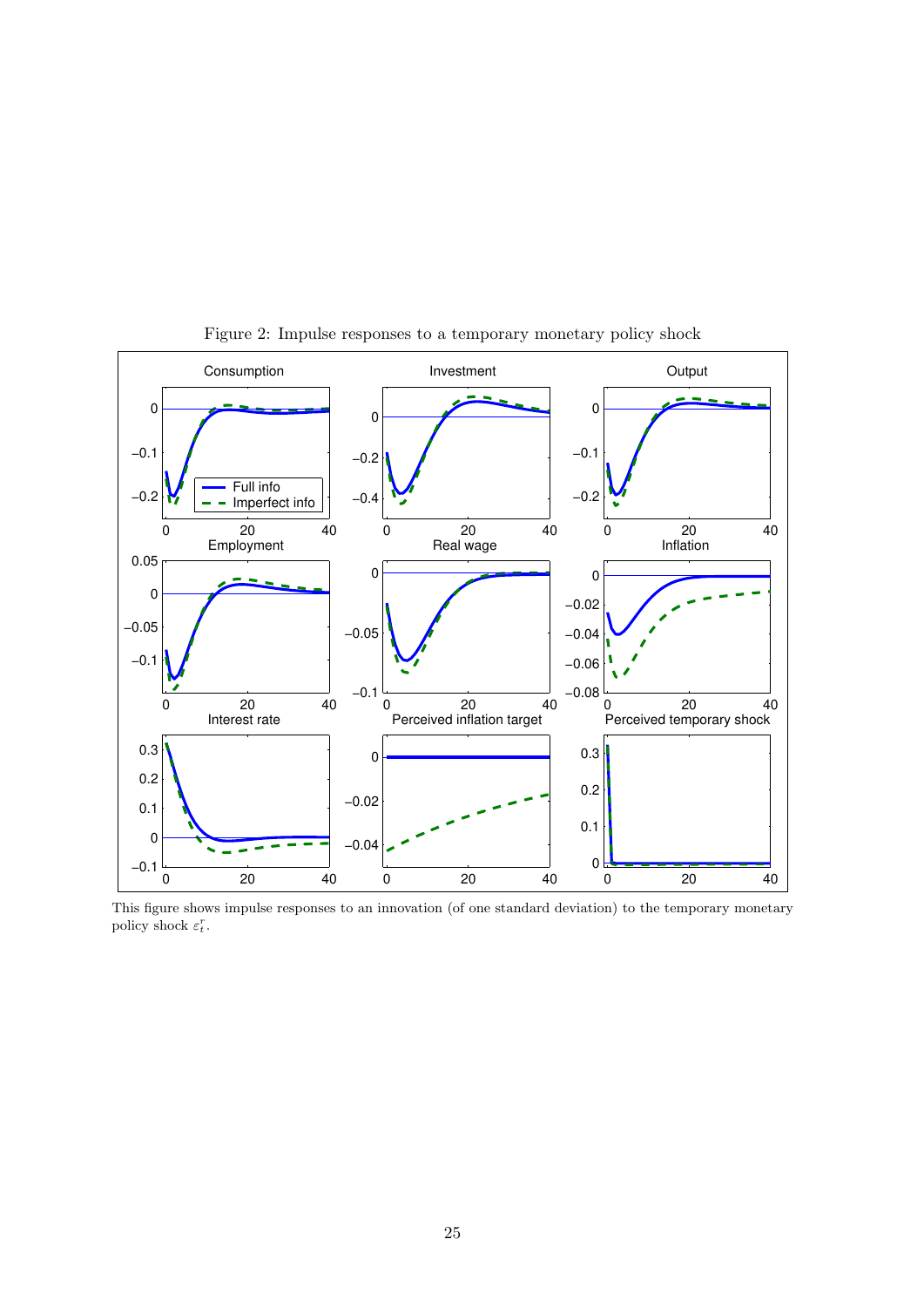Figure 2: Impulse responses to a temporary monetary policy shock

This figure shows impulse responses to an innovation (of one standard deviation) to the temporary monetary policy shock $\varepsilon_t^r$.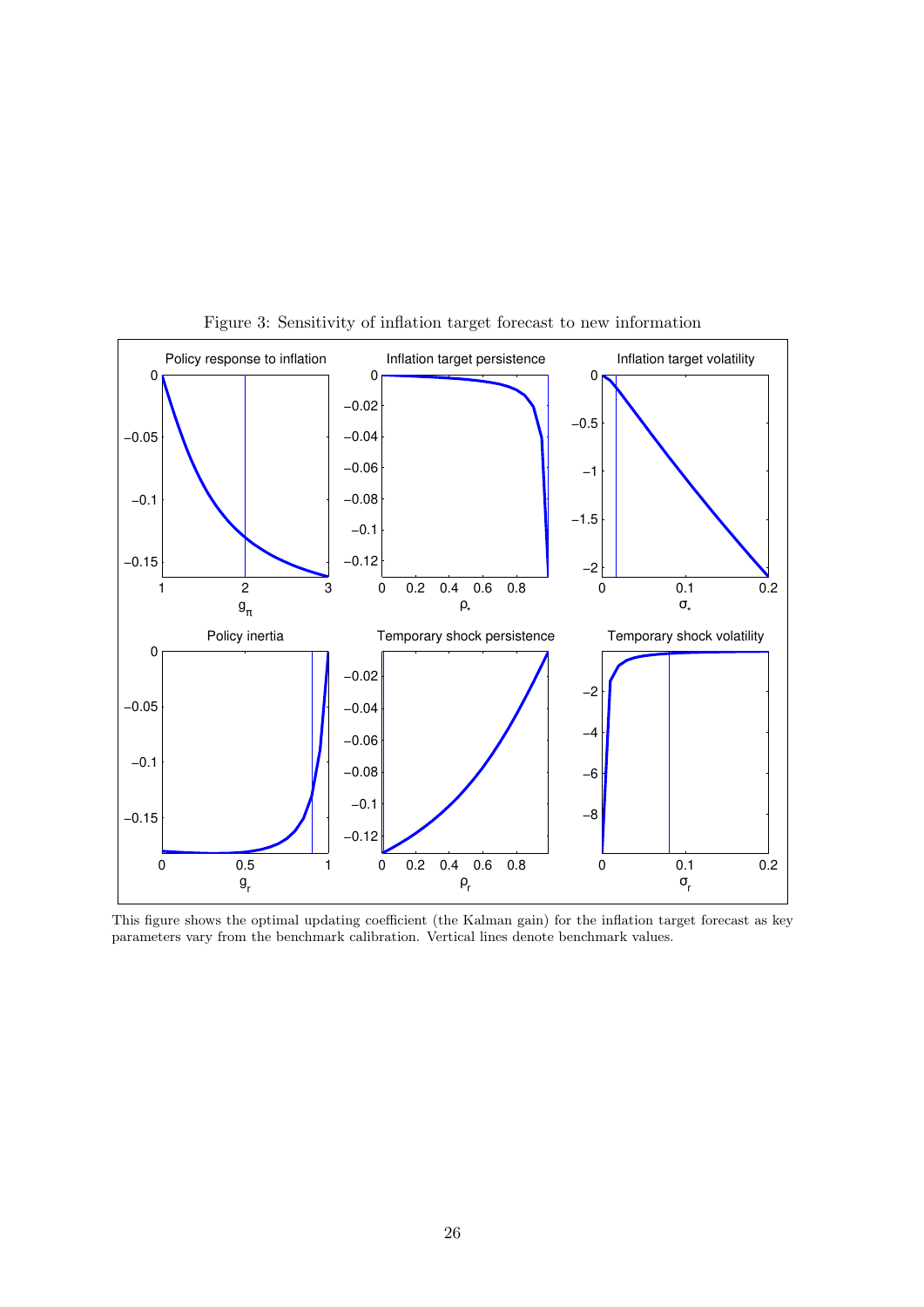Figure 3: Sensitivity of inflation target forecast to new information

This figure shows the optimal updating coefficient (the Kalman gain) for the inflation target forecast as key parameters vary from the benchmark calibration. Vertical lines denote benchmark values.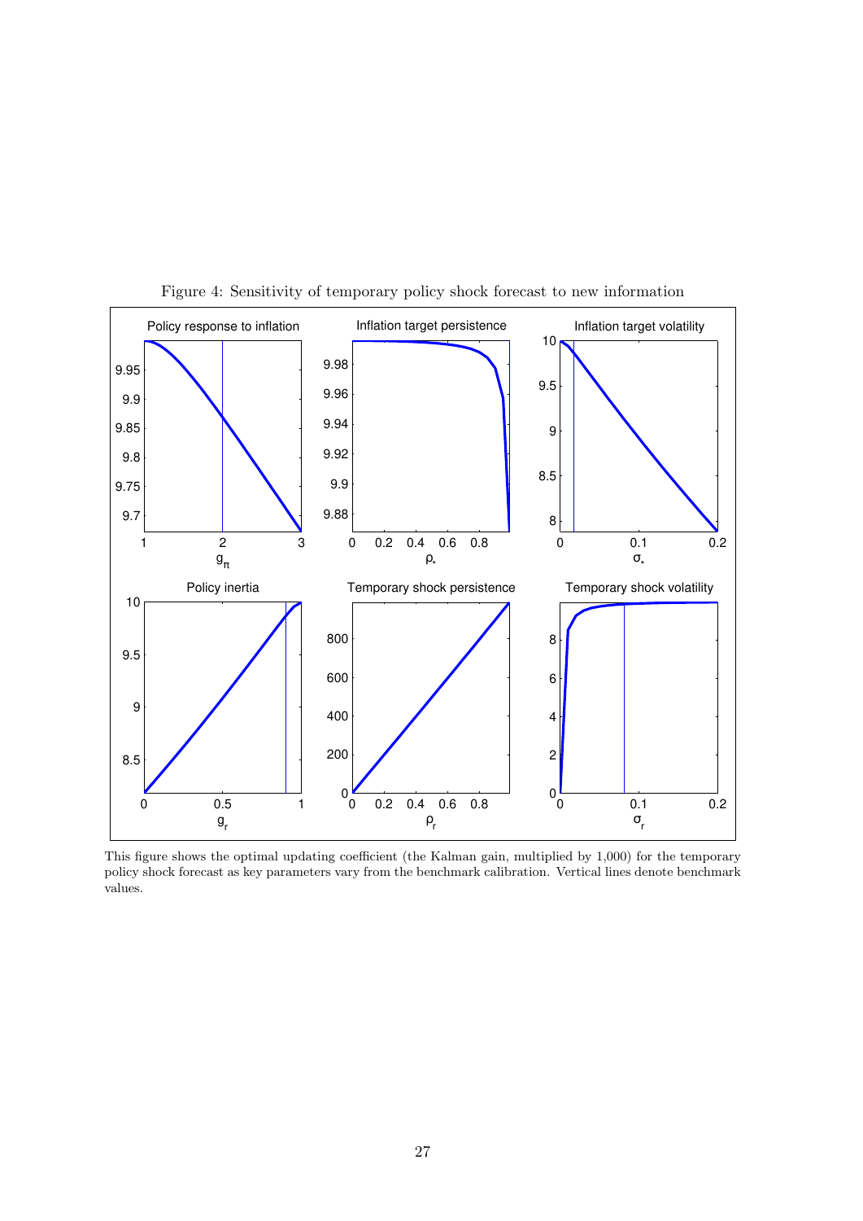Figure 4: Sensitivity of temporary policy shock forecast to new information

This figure shows the optimal updating coefficient (the Kalman gain, multiplied by 1,000) for the temporary policy shock forecast as key parameters vary from the benchmark calibration. Vertical lines denote benchmark values.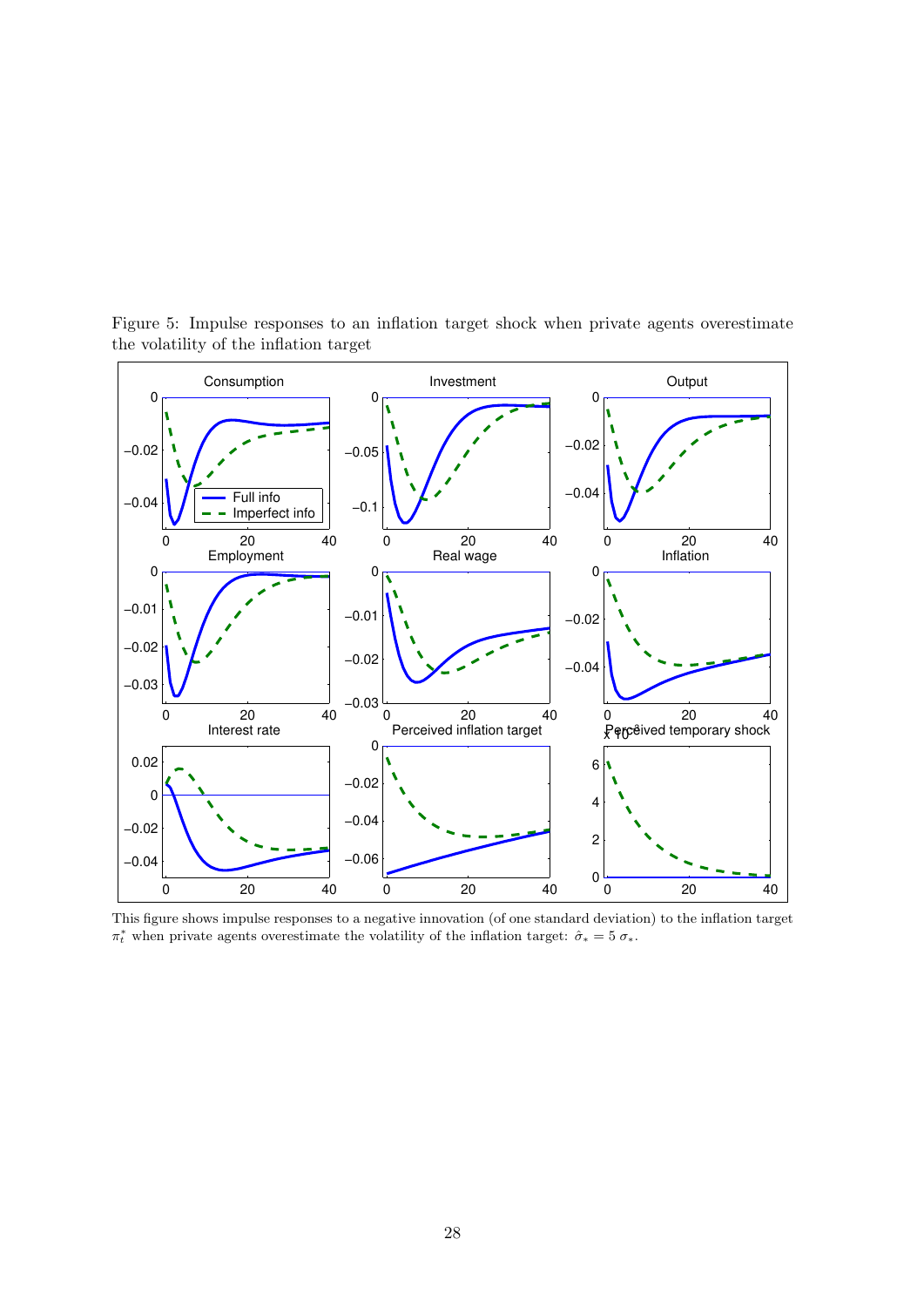Figure 5: Impulse responses to an inflation target shock when private agents overestimate the volatility of the inflation target

This figure shows impulse responses to a negative innovation (of one standard deviation) to the inflation target $\pi_t^*$ when private agents overestimate the volatility of the inflation target: $\hat{\sigma}_* = 5\ \sigma_*$.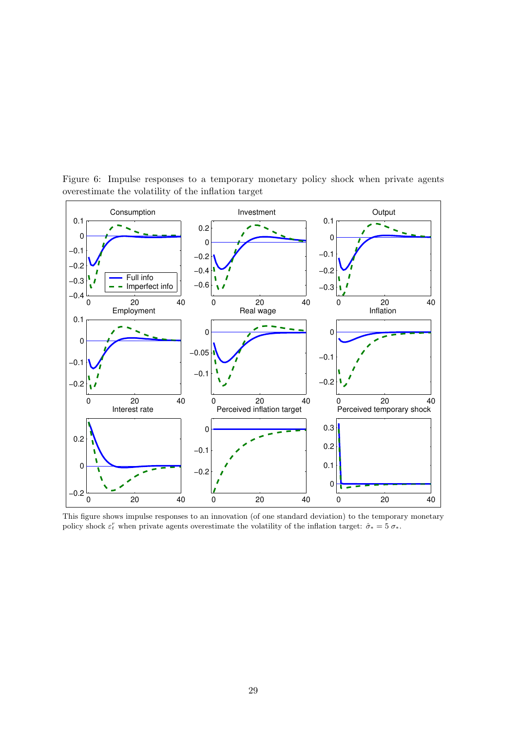Figure 6: Impulse responses to a temporary monetary policy shock when private agents overestimate the volatility of the inflation target

Consumption

0.1
0
−0.1
−0.2
−0.3
−0.4
0 20 40

Full info
Imperfect info

Investment

0.2
0
−0.2
−0.4
−0.6
0 20 40

Output

0.1
0
−0.1
−0.2
−0.3
0 20 40

Employment

0.1
0
−0.1
−0.2
0 20 40

Real wage

0
−0.05
−0.1
0 20 40

Inflation

0
−0.1
−0.2
0 20 40

Interest rate

0.2
0
−0.2
0 20 40

Perceived inflation target

0
−0.1
−0.2
0 20 40

Perceived temporary shock

0.3
0.2
0.1
0
0 20 40

This figure shows impulse responses to an innovation (of one standard deviation) to the temporary monetary policy shock $\varepsilon_t^r$ when private agents overestimate the volatility of the inflation target: $\hat{\sigma}_* = 5\,\sigma_*$.